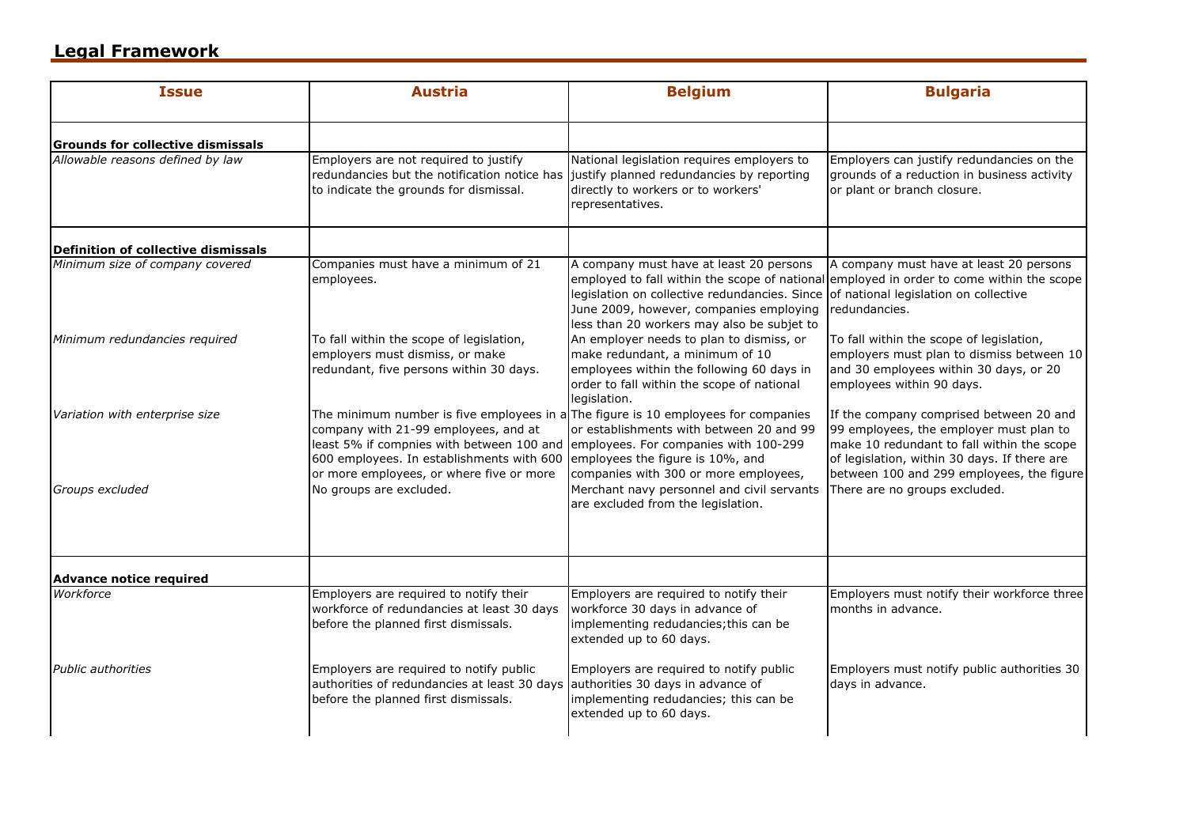## Legal Framework

| Issue | Austria | Belgium | Bulgaria |
|---|---|---|---|
| **Grounds for collective dismissals** | | | |
| *Allowable reasons defined by law* | Employers are not required to justify redundancies but the notification notice has to indicate the grounds for dismissal. | National legislation requires employers to justify planned redundancies by reporting directly to workers or to workers' representatives. | Employers can justify redundancies on the grounds of a reduction in business activity or plant or branch closure. |
| **Definition of collective dismissals** | | | |
| *Minimum size of company covered* | Companies must have a minimum of 21 employees. | A company must have at least 20 persons employed to fall within the scope of national legislation on collective redundancies. Since June 2009, however, companies employing less than 20 workers may also be subjet to | A company must have at least 20 persons employed in order to come within the scope of national legislation on collective redundancies. |
| *Minimum redundancies required* | To fall within the scope of legislation, employers must dismiss, or make redundant, five persons within 30 days. | An employer needs to plan to dismiss, or make redundant, a minimum of 10 employees within the following 60 days in order to fall within the scope of national legislation. | To fall within the scope of legislation, employers must plan to dismiss between 10 and 30 employees within 30 days, or 20 employees within 90 days. |
| *Variation with enterprise size* | The minimum number is five employees in a company with 21-99 employees, and at least 5% if compnies with between 100 and 600 employees. In establishments with 600 or more employees, or where five or more | The figure is 10 employees for companies or establishments with between 20 and 99 employees. For companies with 100-299 employees the figure is 10%, and companies with 300 or more employees, | If the company comprised between 20 and 99 employees, the employer must plan to make 10 redundant to fall within the scope of legislation, within 30 days. If there are between 100 and 299 employees, the figure |
| *Groups excluded* | No groups are excluded. | Merchant navy personnel and civil servants are excluded from the legislation. | There are no groups excluded. |
| **Advance notice required** | | | |
| *Workforce* | Employers are required to notify their workforce of redundancies at least 30 days before the planned first dismissals. | Employers are required to notify their workforce 30 days in advance of implementing redudancies;this can be extended up to 60 days. | Employers must notify their workforce three months in advance. |
| *Public authorities* | Employers are required to notify public authorities of redundancies at least 30 days before the planned first dismissals. | Employers are required to notify public authorities 30 days in advance of implementing redudancies; this can be extended up to 60 days. | Employers must notify public authorities 30 days in advance. |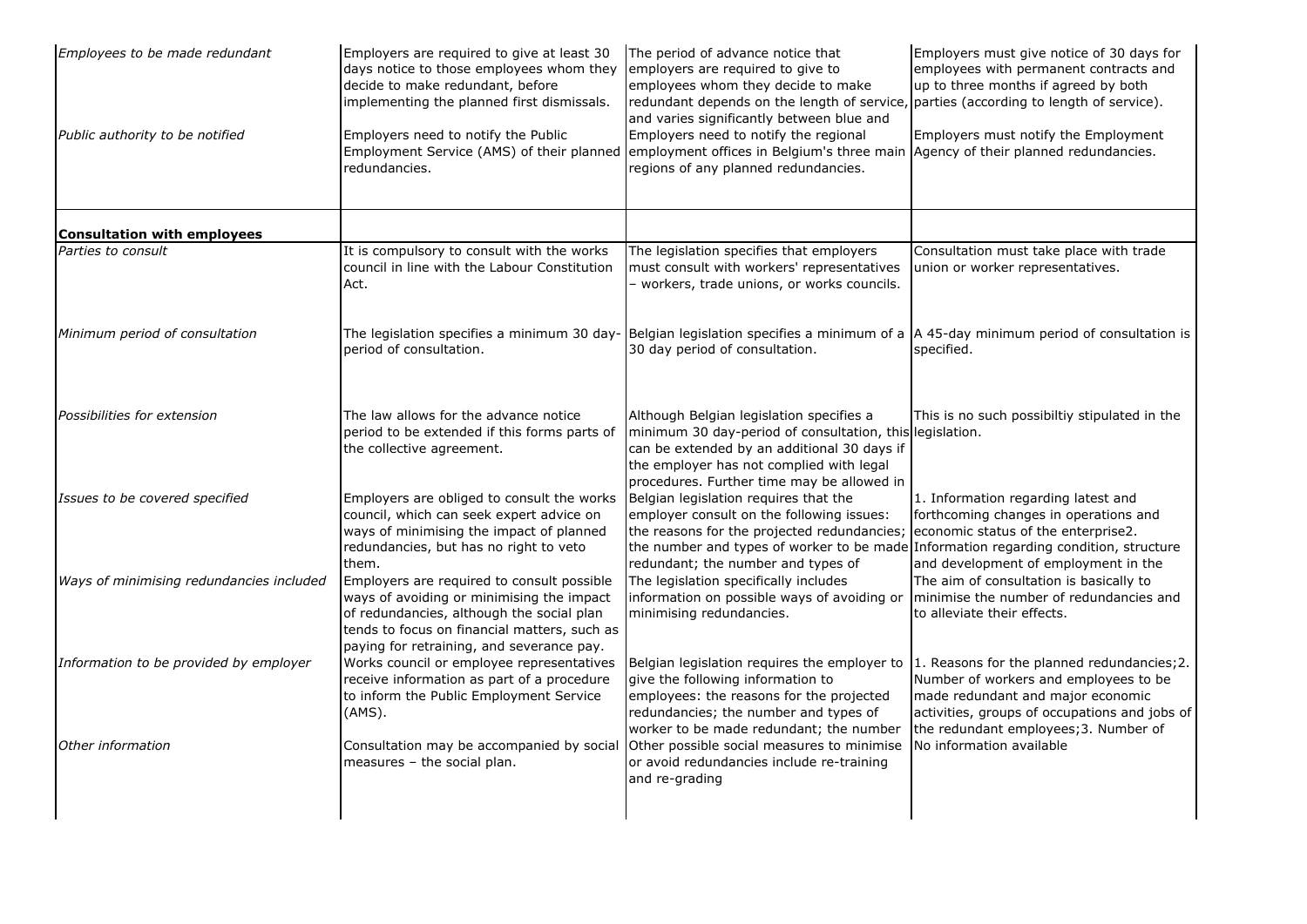| | | | |
|---|---|---|---|
| *Employees to be made redundant* | Employers are required to give at least 30 days notice to those employees whom they decide to make redundant, before implementing the planned first dismissals. | The period of advance notice that employers are required to give to employees whom they decide to make redundant depends on the length of service, and varies significantly between blue and | Employers must give notice of 30 days for employees with permanent contracts and up to three months if agreed by both parties (according to length of service). |
| *Public authority to be notified* | Employers need to notify the Public Employment Service (AMS) of their planned redundancies. | Employers need to notify the regional employment offices in Belgium's three main regions of any planned redundancies. | Employers must notify the Employment Agency of their planned redundancies. |
| **Consultation with employees** | | | |
| *Parties to consult* | It is compulsory to consult with the works council in line with the Labour Constitution Act. | The legislation specifies that employers must consult with workers' representatives – workers, trade unions, or works councils. | Consultation must take place with trade union or worker representatives. |
| *Minimum period of consultation* | The legislation specifies a minimum 30 day-period of consultation. | Belgian legislation specifies a minimum of a 30 day period of consultation. | A 45-day minimum period of consultation is specified. |
| *Possibilities for extension* | The law allows for the advance notice period to be extended if this forms parts of the collective agreement. | Although Belgian legislation specifies a minimum 30 day-period of consultation, this can be extended by an additional 30 days if the employer has not complied with legal procedures. Further time may be allowed in | This is no such possibiltiy stipulated in the legislation. |
| *Issues to be covered specified* | Employers are obliged to consult the works council, which can seek expert advice on ways of minimising the impact of planned redundancies, but has no right to veto them. | Belgian legislation requires that the employer consult on the following issues: the reasons for the projected redundancies; the number and types of worker to be made redundant; the number and types of | 1. Information regarding latest and forthcoming changes in operations and economic status of the enterprise2. Information regarding condition, structure and development of employment in the |
| *Ways of minimising redundancies included* | Employers are required to consult possible ways of avoiding or minimising the impact of redundancies, although the social plan tends to focus on financial matters, such as paying for retraining, and severance pay. | The legislation specifically includes information on possible ways of avoiding or minimising redundancies. | The aim of consultation is basically to minimise the number of redundancies and to alleviate their effects. |
| *Information to be provided by employer* | Works council or employee representatives receive information as part of a procedure to inform the Public Employment Service (AMS). | Belgian legislation requires the employer to give the following information to employees: the reasons for the projected redundancies; the number and types of worker to be made redundant; the number | 1. Reasons for the planned redundancies;2. Number of workers and employees to be made redundant and major economic activities, groups of occupations and jobs of the redundant employees;3. Number of |
| *Other information* | Consultation may be accompanied by social measures – the social plan. | Other possible social measures to minimise or avoid redundancies include re-training and re-grading | No information available |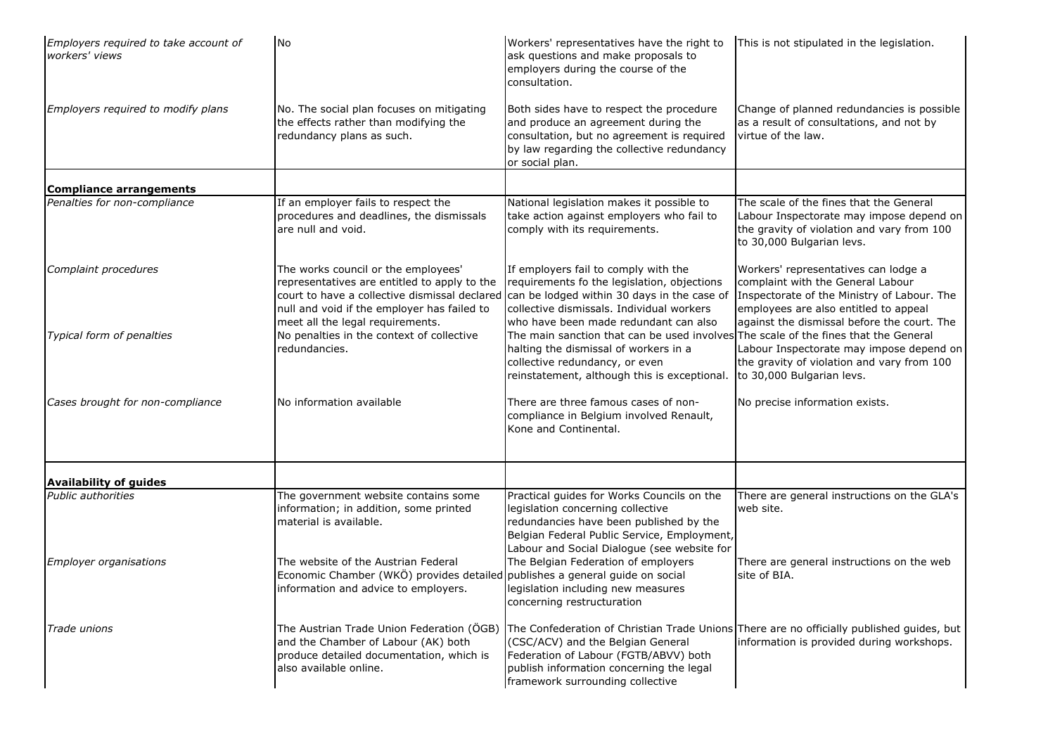| | | | |
|---|---|---|---|
| *Employers required to take account of workers' views* | No | Workers' representatives have the right to ask questions and make proposals to employers during the course of the consultation. | This is not stipulated in the legislation. |
| *Employers required to modify plans* | No. The social plan focuses on mitigating the effects rather than modifying the redundancy plans as such. | Both sides have to respect the procedure and produce an agreement during the consultation, but no agreement is required by law regarding the collective redundancy or social plan. | Change of planned redundancies is possible as a result of consultations, and not by virtue of the law. |
| **Compliance arrangements** | | | |
| *Penalties for non-compliance* | If an employer fails to respect the procedures and deadlines, the dismissals are null and void. | National legislation makes it possible to take action against employers who fail to comply with its requirements. | The scale of the fines that the General Labour Inspectorate may impose depend on the gravity of violation and vary from 100 to 30,000 Bulgarian levs. |
| *Complaint procedures* | The works council or the employees' representatives are entitled to apply to the court to have a collective dismissal declared null and void if the employer has failed to meet all the legal requirements. | If employers fail to comply with the requirements fo the legislation, objections can be lodged within 30 days in the case of collective dismissals. Individual workers who have been made redundant can also | Workers' representatives can lodge a complaint with the General Labour Inspectorate of the Ministry of Labour. The employees are also entitled to appeal against the dismissal before the court. The |
| *Typical form of penalties* | No penalties in the context of collective redundancies. | The main sanction that can be used involves halting the dismissal of workers in a collective redundancy, or even reinstatement, although this is exceptional. | The scale of the fines that the General Labour Inspectorate may impose depend on the gravity of violation and vary from 100 to 30,000 Bulgarian levs. |
| *Cases brought for non-compliance* | No information available | There are three famous cases of non-compliance in Belgium involved Renault, Kone and Continental. | No precise information exists. |
| **Availability of guides** | | | |
| *Public authorities* | The government website contains some information; in addition, some printed material is available. | Practical guides for Works Councils on the legislation concerning collective redundancies have been published by the Belgian Federal Public Service, Employment, Labour and Social Dialogue (see website for | There are general instructions on the GLA's web site. |
| *Employer organisations* | The website of the Austrian Federal Economic Chamber (WKÖ) provides detailed information and advice to employers. | The Belgian Federation of employers publishes a general guide on social legislation including new measures concerning restructuration | There are general instructions on the web site of BIA. |
| *Trade unions* | The Austrian Trade Union Federation (ÖGB) and the Chamber of Labour (AK) both produce detailed documentation, which is also available online. | The Confederation of Christian Trade Unions (CSC/ACV) and the Belgian General Federation of Labour (FGTB/ABVV) both publish information concerning the legal framework surrounding collective | There are no officially published guides, but information is provided during workshops. |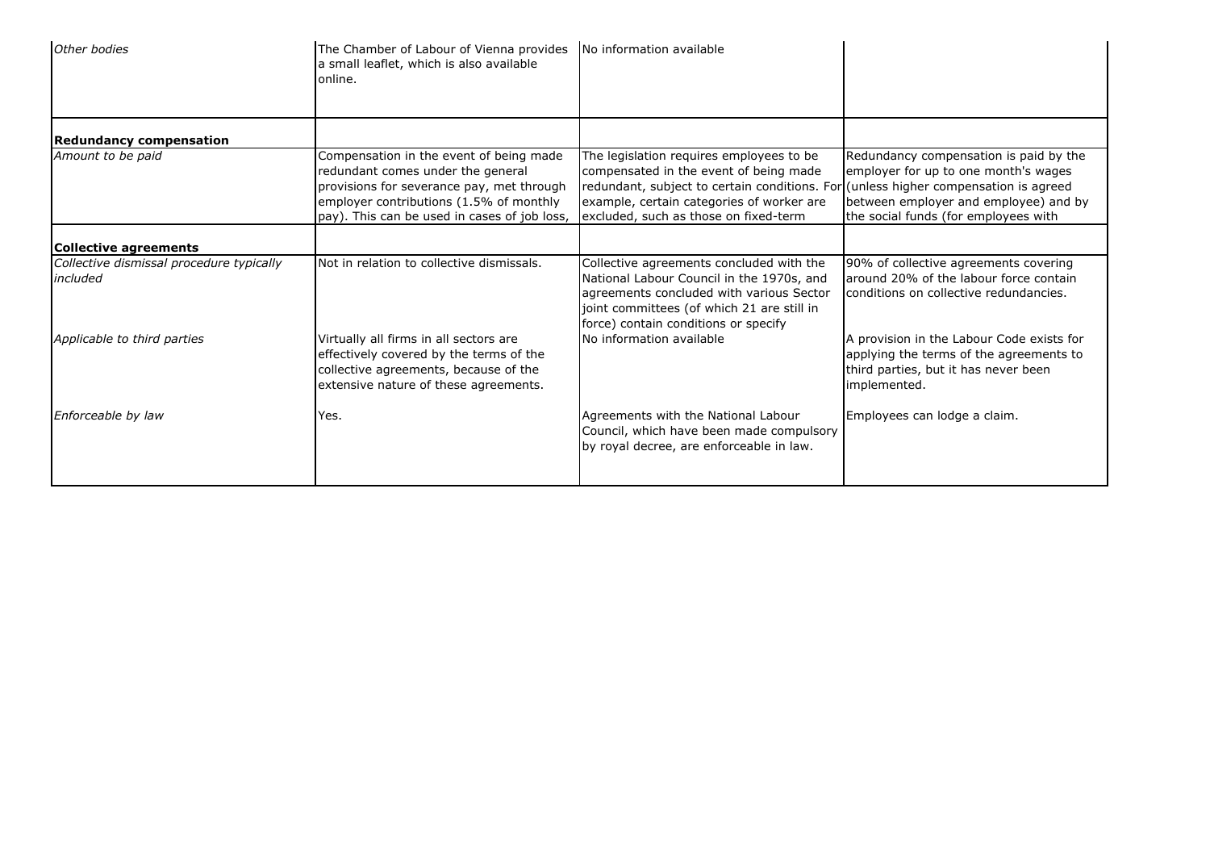| | | | |
|---|---|---|---|
| *Other bodies* | The Chamber of Labour of Vienna provides a small leaflet, which is also available online. | No information available | |
| **Redundancy compensation** | | | |
| *Amount to be paid* | Compensation in the event of being made redundant comes under the general provisions for severance pay, met through employer contributions (1.5% of monthly pay). This can be used in cases of job loss, | The legislation requires employees to be compensated in the event of being made redundant, subject to certain conditions. For example, certain categories of worker are excluded, such as those on fixed-term | Redundancy compensation is paid by the employer for up to one month's wages (unless higher compensation is agreed between employer and employee) and by the social funds (for employees with |
| **Collective agreements** | | | |
| *Collective dismissal procedure typically included* | Not in relation to collective dismissals. | Collective agreements concluded with the National Labour Council in the 1970s, and agreements concluded with various Sector joint committees (of which 21 are still in force) contain conditions or specify | 90% of collective agreements covering around 20% of the labour force contain conditions on collective redundancies. |
| *Applicable to third parties* | Virtually all firms in all sectors are effectively covered by the terms of the collective agreements, because of the extensive nature of these agreements. | No information available | A provision in the Labour Code exists for applying the terms of the agreements to third parties, but it has never been implemented. |
| *Enforceable by law* | Yes. | Agreements with the National Labour Council, which have been made compulsory by royal decree, are enforceable in law. | Employees can lodge a claim. |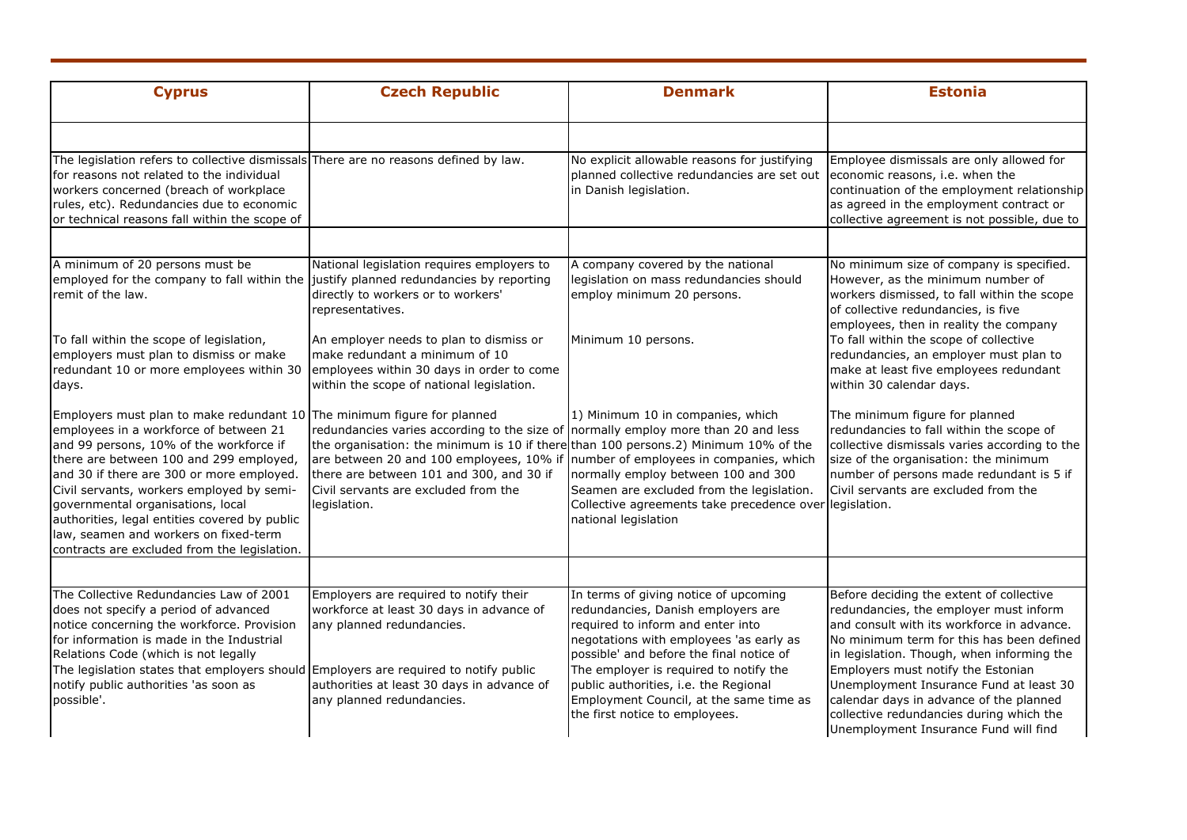| Cyprus | Czech Republic | Denmark | Estonia |
|---|---|---|---|
| | | | |
| The legislation refers to collective dismissals for reasons not related to the individual workers concerned (breach of workplace rules, etc). Redundancies due to economic or technical reasons fall within the scope of | There are no reasons defined by law. | No explicit allowable reasons for justifying planned collective redundancies are set out in Danish legislation. | Employee dismissals are only allowed for economic reasons, i.e. when the continuation of the employment relationship as agreed in the employment contract or collective agreement is not possible, due to |
| | | | |
| A minimum of 20 persons must be employed for the company to fall within the remit of the law. | National legislation requires employers to justify planned redundancies by reporting directly to workers or to workers' representatives. | A company covered by the national legislation on mass redundancies should employ minimum 20 persons. | No minimum size of company is specified. However, as the minimum number of workers dismissed, to fall within the scope of collective redundancies, is five employees, then in reality the company |
| To fall within the scope of legislation, employers must plan to dismiss or make redundant 10 or more employees within 30 days. | An employer needs to plan to dismiss or make redundant a minimum of 10 employees within 30 days in order to come within the scope of national legislation. | Minimum 10 persons. | To fall within the scope of collective redundancies, an employer must plan to make at least five employees redundant within 30 calendar days. |
| Employers must plan to make redundant 10 employees in a workforce of between 21 and 99 persons, 10% of the workforce if there are between 100 and 299 employed, and 30 if there are 300 or more employed. Civil servants, workers employed by semi-governmental organisations, local authorities, legal entities covered by public law, seamen and workers on fixed-term contracts are excluded from the legislation. | The minimum figure for planned redundancies varies according to the size of the organisation: the minimum is 10 if there are between 20 and 100 employees, 10% if there are between 101 and 300, and 30 if Civil servants are excluded from the legislation. | 1) Minimum 10 in companies, which normally employ more than 20 and less than 100 persons.2) Minimum 10% of the number of employees in companies, which normally employ between 100 and 300 Seamen are excluded from the legislation. Collective agreements take precedence over national legislation | The minimum figure for planned redundancies to fall within the scope of collective dismissals varies according to the size of the organisation: the minimum number of persons made redundant is 5 if Civil servants are excluded from the legislation. |
| | | | |
| The Collective Redundancies Law of 2001 does not specify a period of advanced notice concerning the workforce. Provision for information is made in the Industrial Relations Code (which is not legally | Employers are required to notify their workforce at least 30 days in advance of any planned redundancies. | In terms of giving notice of upcoming redundancies, Danish employers are required to inform and enter into negotiations with employees 'as early as possible' and before the final notice of | Before deciding the extent of collective redundancies, the employer must inform and consult with its workforce in advance. No minimum term for this has been defined in legislation. Though, when informing the |
| The legislation states that employers should notify public authorities 'as soon as possible'. | Employers are required to notify public authorities at least 30 days in advance of any planned redundancies. | The employer is required to notify the public authorities, i.e. the Regional Employment Council, at the same time as the first notice to employees. | Employers must notify the Estonian Unemployment Insurance Fund at least 30 calendar days in advance of the planned collective redundancies during which the Unemployment Insurance Fund will find |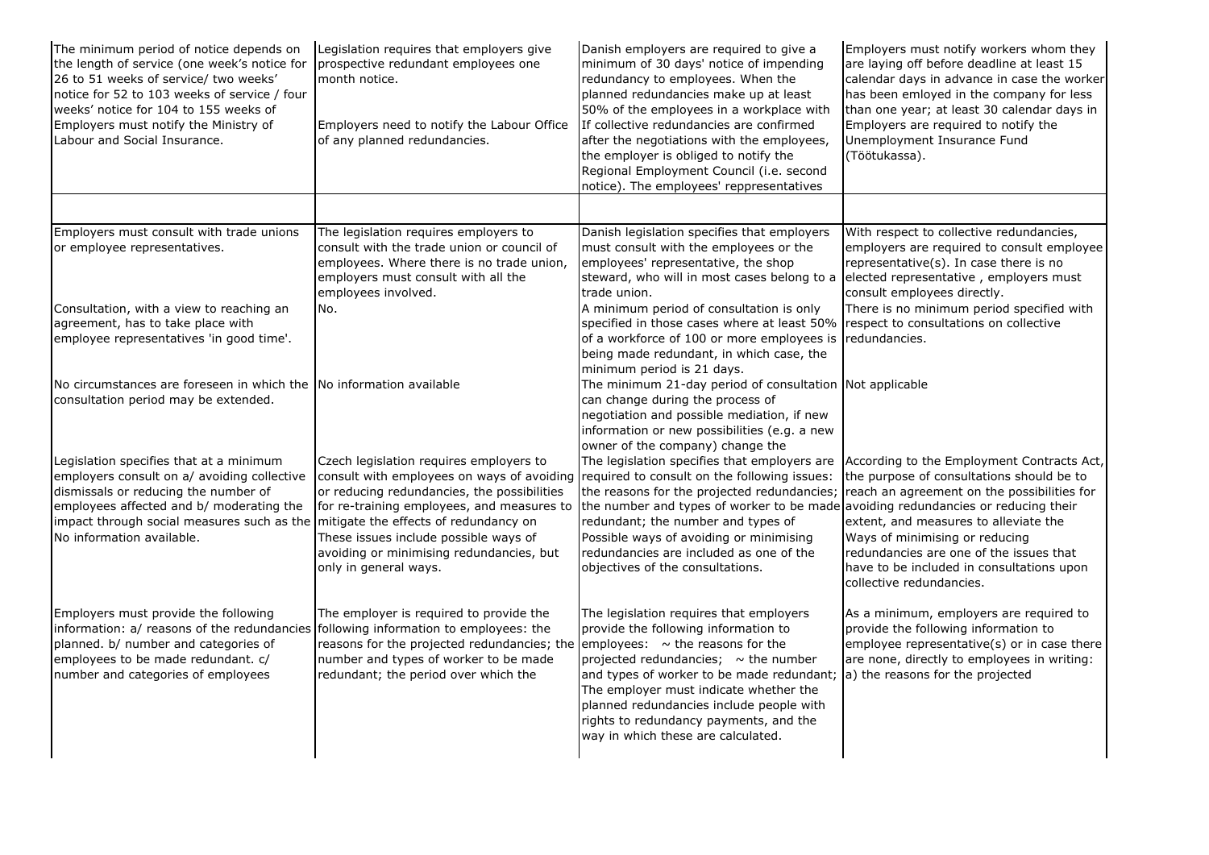| | | | |
|---|---|---|---|
| The minimum period of notice depends on the length of service (one week's notice for 26 to 51 weeks of service/ two weeks' notice for 52 to 103 weeks of service / four weeks' notice for 104 to 155 weeks of | Legislation requires that employers give prospective redundant employees one month notice. | Danish employers are required to give a minimum of 30 days' notice of impending redundancy to employees. When the planned redundancies make up at least 50% of the employees in a workplace with | Employers must notify workers whom they are laying off before deadline at least 15 calendar days in advance in case the worker has been emloyed in the company for less than one year; at least 30 calendar days in |
| Employers must notify the Ministry of Labour and Social Insurance. | Employers need to notify the Labour Office of any planned redundancies. | If collective redundancies are confirmed after the negotiations with the employees, the employer is obliged to notify the Regional Employment Council (i.e. second notice). The employees' reppresentatives | Employers are required to notify the Unemployment Insurance Fund (Töötukassa). |
| | | | |
| Employers must consult with trade unions or employee representatives. | The legislation requires employers to consult with the trade union or council of employees. Where there is no trade union, employers must consult with all the employees involved. | Danish legislation specifies that employers must consult with the employees or the employees' representative, the shop steward, who will in most cases belong to a trade union. | With respect to collective redundancies, employers are required to consult employee representative(s). In case there is no elected representative , employers must consult employees directly. |
| Consultation, with a view to reaching an agreement, has to take place with employee representatives 'in good time'. | No. | A minimum period of consultation is only specified in those cases where at least 50% of a workforce of 100 or more employees is being made redundant, in which case, the minimum period is 21 days. | There is no minimum period specified with respect to consultations on collective redundancies. |
| No circumstances are foreseen in which the consultation period may be extended. | No information available | The minimum 21-day period of consultation can change during the process of negotiation and possible mediation, if new information or new possibilities (e.g. a new owner of the company) change the | Not applicable |
| Legislation specifies that at a minimum employers consult on a/ avoiding collective dismissals or reducing the number of employees affected and b/ moderating the impact through social measures such as the | Czech legislation requires employers to consult with employees on ways of avoiding or reducing redundancies, the possibilities for re-training employees, and measures to mitigate the effects of redundancy on | The legislation specifies that employers are required to consult on the following issues: the reasons for the projected redundancies; the number and types of worker to be made redundant; the number and types of | According to the Employment Contracts Act, the purpose of consultations should be to reach an agreement on the possibilities for avoiding redundancies or reducing their extent, and measures to alleviate the |
| No information available. | These issues include possible ways of avoiding or minimising redundancies, but only in general ways. | Possible ways of avoiding or minimising redundancies are included as one of the objectives of the consultations. | Ways of minimising or reducing redundancies are one of the issues that have to be included in consultations upon collective redundancies. |
| Employers must provide the following information: a/ reasons of the redundancies planned. b/ number and categories of employees to be made redundant. c/ number and categories of employees | The employer is required to provide the following information to employees: the reasons for the projected redundancies; the number and types of worker to be made redundant; the period over which the | The legislation requires that employers provide the following information to employees: ~ the reasons for the projected redundancies; ~ the number and types of worker to be made redundant; The employer must indicate whether the planned redundancies include people with rights to redundancy payments, and the way in which these are calculated. | As a minimum, employers are required to provide the following information to employee representative(s) or in case there are none, directly to employees in writing: a) the reasons for the projected |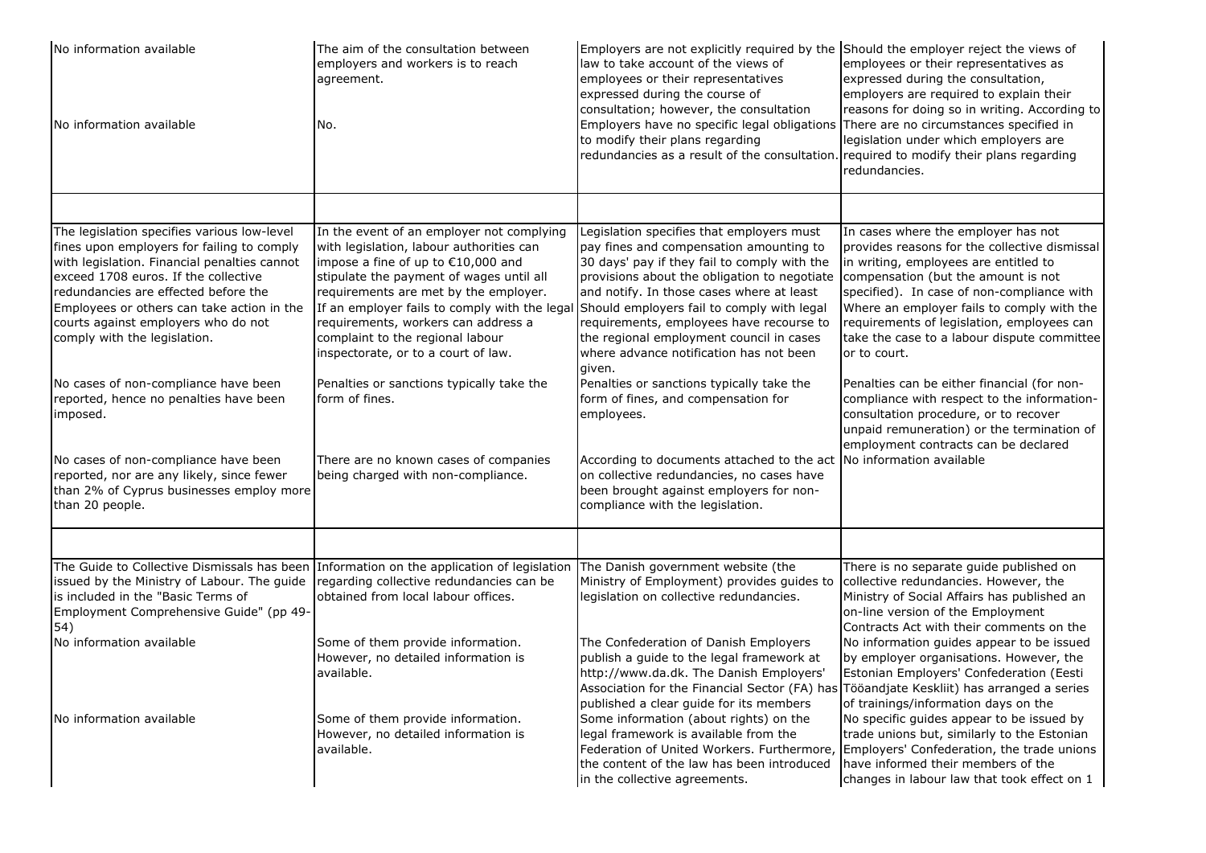| | | | |
|---|---|---|---|
| No information available | The aim of the consultation between employers and workers is to reach agreement. | Employers are not explicitly required by the law to take account of the views of employees or their representatives expressed during the course of consultation; however, the consultation | Should the employer reject the views of employees or their representatives as expressed during the consultation, employers are required to explain their reasons for doing so in writing. According to |
| No information available | No. | Employers have no specific legal obligations to modify their plans regarding redundancies as a result of the consultation. | There are no circumstances specified in legislation under which employers are required to modify their plans regarding redundancies. |
| | | | |
| The legislation specifies various low-level fines upon employers for failing to comply with legislation. Financial penalties cannot exceed 1708 euros. If the collective redundancies are effected before the Employees or others can take action in the courts against employers who do not comply with the legislation. | In the event of an employer not complying with legislation, labour authorities can impose a fine of up to €10,000 and stipulate the payment of wages until all requirements are met by the employer. If an employer fails to comply with the legal requirements, workers can address a complaint to the regional labour inspectorate, or to a court of law. | Legislation specifies that employers must pay fines and compensation amounting to 30 days' pay if they fail to comply with the provisions about the obligation to negotiate and notify. In those cases where at least Should employers fail to comply with legal requirements, employees have recourse to the regional employment council in cases where advance notification has not been given. | In cases where the employer has not provides reasons for the collective dismissal in writing, employees are entitled to compensation (but the amount is not specified). In case of non-compliance with Where an employer fails to comply with the requirements of legislation, employees can take the case to a labour dispute committee or to court. |
| No cases of non-compliance have been reported, hence no penalties have been imposed. | Penalties or sanctions typically take the form of fines. | Penalties or sanctions typically take the form of fines, and compensation for employees. | Penalties can be either financial (for non-compliance with respect to the information-consultation procedure, or to recover unpaid remuneration) or the termination of employment contracts can be declared |
| No cases of non-compliance have been reported, nor are any likely, since fewer than 2% of Cyprus businesses employ more than 20 people. | There are no known cases of companies being charged with non-compliance. | According to documents attached to the act on collective redundancies, no cases have been brought against employers for non-compliance with the legislation. | No information available |
| | | | |
| The Guide to Collective Dismissals has been issued by the Ministry of Labour. The guide is included in the "Basic Terms of Employment Comprehensive Guide" (pp 49-54) | Information on the application of legislation regarding collective redundancies can be obtained from local labour offices. | The Danish government website (the Ministry of Employment) provides guides to legislation on collective redundancies. | There is no separate guide published on collective redundancies. However, the Ministry of Social Affairs has published an on-line version of the Employment Contracts Act with their comments on the |
| No information available | Some of them provide information. However, no detailed information is available. | The Confederation of Danish Employers publish a guide to the legal framework at http://www.da.dk. The Danish Employers' Association for the Financial Sector (FA) has published a clear guide for its members | No information guides appear to be issued by employer organisations. However, the Estonian Employers' Confederation (Eesti Tööandjate Keskliit) has arranged a series of trainings/information days on the |
| No information available | Some of them provide information. However, no detailed information is available. | Some information (about rights) on the legal framework is available from the Federation of United Workers. Furthermore, the content of the law has been introduced in the collective agreements. | No specific guides appear to be issued by trade unions but, similarly to the Estonian Employers' Confederation, the trade unions have informed their members of the changes in labour law that took effect on 1 |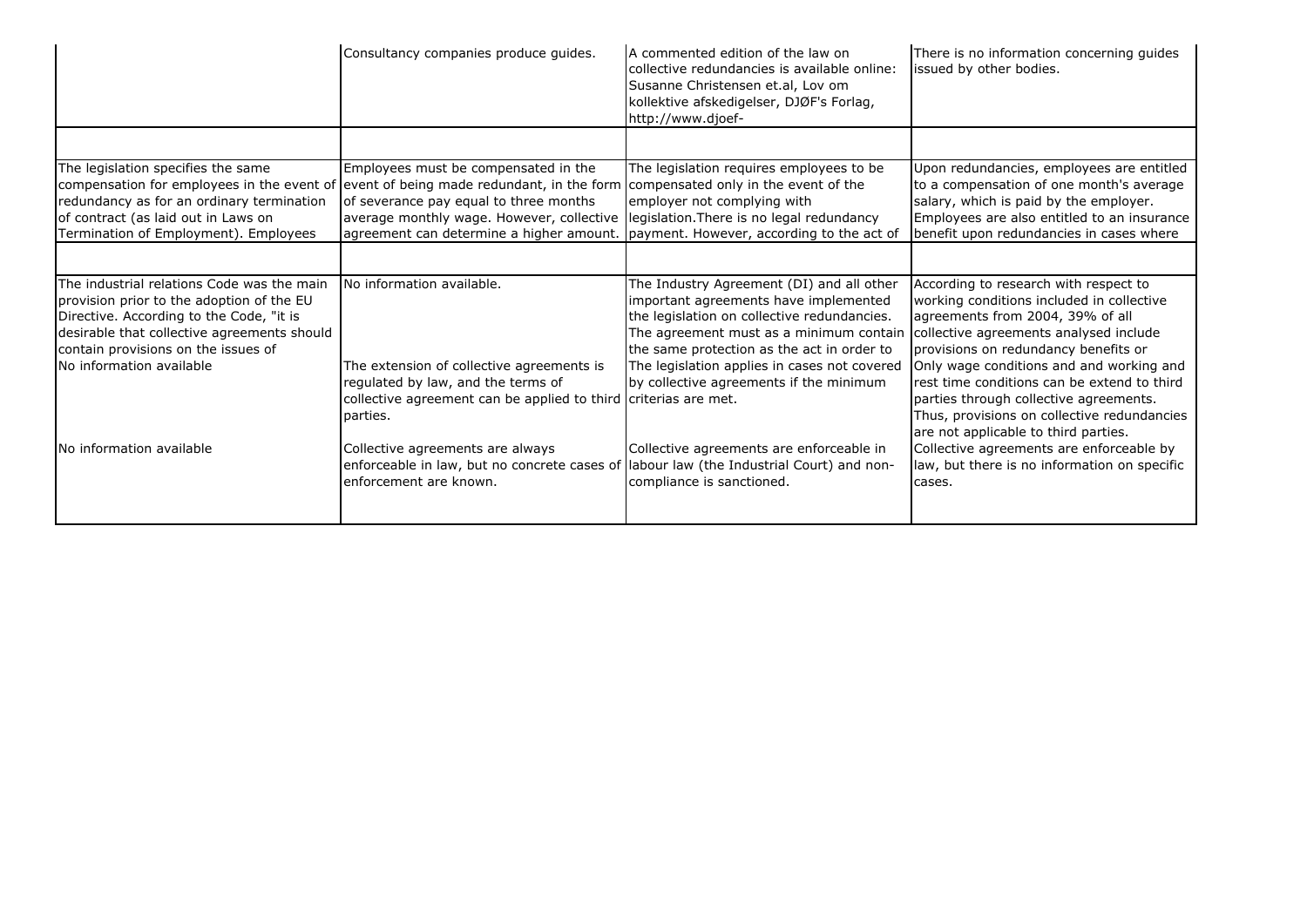|  |  |  |  |
|---|---|---|---|
|  | Consultancy companies produce guides. | A commented edition of the law on collective redundancies is available online: Susanne Christensen et.al, Lov om kollektive afskedigelser, DJØF's Forlag, http://www.djoef- | There is no information concerning guides issued by other bodies. |
|  |  |  |  |
| The legislation specifies the same compensation for employees in the event of redundancy as for an ordinary termination of contract (as laid out in Laws on Termination of Employment). Employees | Employees must be compensated in the event of being made redundant, in the form of severance pay equal to three months average monthly wage. However, collective agreement can determine a higher amount. | The legislation requires employees to be compensated only in the event of the employer not complying with legislation.There is no legal redundancy payment. However, according to the act of | Upon redundancies, employees are entitled to a compensation of one month's average salary, which is paid by the employer. Employees are also entitled to an insurance benefit upon redundancies in cases where |
|  |  |  |  |
| The industrial relations Code was the main provision prior to the adoption of the EU Directive. According to the Code, "it is desirable that collective agreements should contain provisions on the issues of | No information available. | The Industry Agreement (DI) and all other important agreements have implemented the legislation on collective redundancies. The agreement must as a minimum contain the same protection as the act in order to | According to research with respect to working conditions included in collective agreements from 2004, 39% of all collective agreements analysed include provisions on redundancy benefits or |
| No information available | The extension of collective agreements is regulated by law, and the terms of collective agreement can be applied to third parties. | The legislation applies in cases not covered by collective agreements if the minimum criterias are met. | Only wage conditions and and working and rest time conditions can be extend to third parties through collective agreements. Thus, provisions on collective redundancies are not applicable to third parties. |
| No information available | Collective agreements are always enforceable in law, but no concrete cases of enforcement are known. | Collective agreements are enforceable in labour law (the Industrial Court) and non-compliance is sanctioned. | Collective agreements are enforceable by law, but there is no information on specific cases. |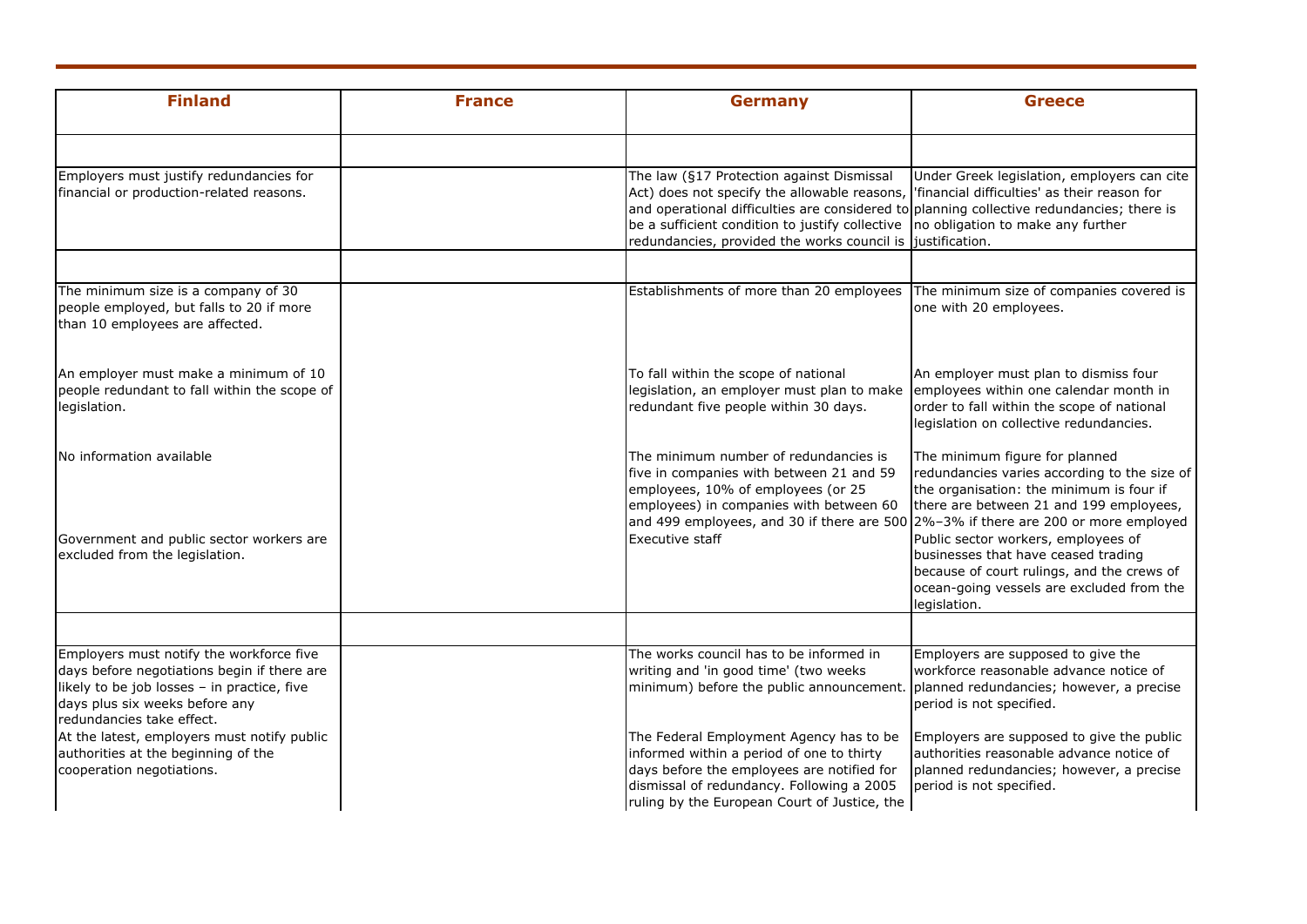| Finland | France | Germany | Greece |
|---|---|---|---|
| | | | |
| Employers must justify redundancies for financial or production-related reasons. | | The law (§17 Protection against Dismissal Act) does not specify the allowable reasons, and operational difficulties are considered to be a sufficient condition to justify collective redundancies, provided the works council is | Under Greek legislation, employers can cite 'financial difficulties' as their reason for planning collective redundancies; there is no obligation to make any further justification. |
| | | | |
| The minimum size is a company of 30 people employed, but falls to 20 if more than 10 employees are affected. | | Establishments of more than 20 employees | The minimum size of companies covered is one with 20 employees. |
| An employer must make a minimum of 10 people redundant to fall within the scope of legislation. | | To fall within the scope of national legislation, an employer must plan to make redundant five people within 30 days. | An employer must plan to dismiss four employees within one calendar month in order to fall within the scope of national legislation on collective redundancies. |
| No information available | | The minimum number of redundancies is five in companies with between 21 and 59 employees, 10% of employees (or 25 employees) in companies with between 60 and 499 employees, and 30 if there are 500 | The minimum figure for planned redundancies varies according to the size of the organisation: the minimum is four if there are between 21 and 199 employees, 2%–3% if there are 200 or more employed |
| Government and public sector workers are excluded from the legislation. | | Executive staff | Public sector workers, employees of businesses that have ceased trading because of court rulings, and the crews of ocean-going vessels are excluded from the legislation. |
| | | | |
| Employers must notify the workforce five days before negotiations begin if there are likely to be job losses – in practice, five days plus six weeks before any redundancies take effect. | | The works council has to be informed in writing and 'in good time' (two weeks minimum) before the public announcement. | Employers are supposed to give the workforce reasonable advance notice of planned redundancies; however, a precise period is not specified. |
| At the latest, employers must notify public authorities at the beginning of the cooperation negotiations. | | The Federal Employment Agency has to be informed within a period of one to thirty days before the employees are notified for dismissal of redundancy. Following a 2005 ruling by the European Court of Justice, the | Employers are supposed to give the public authorities reasonable advance notice of planned redundancies; however, a precise period is not specified. |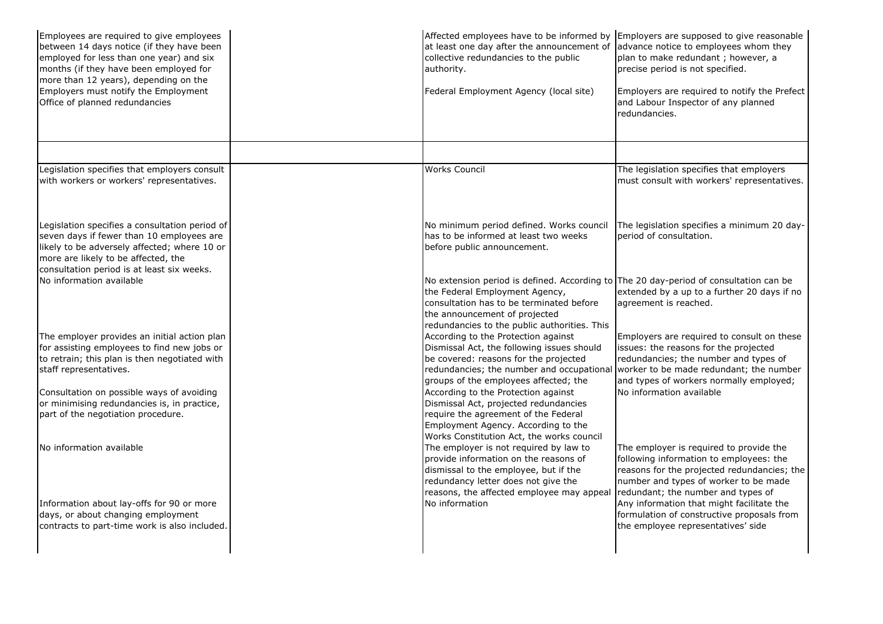| | | | |
|---|---|---|---|
| Employees are required to give employees between 14 days notice (if they have been employed for less than one year) and six months (if they have been employed for more than 12 years), depending on the | | Affected employees have to be informed by at least one day after the announcement of collective redundancies to the public authority. | Employers are supposed to give reasonable advance notice to employees whom they plan to make redundant ; however, a precise period is not specified. |
| Employers must notify the Employment Office of planned redundancies | | Federal Employment Agency (local site) | Employers are required to notify the Prefect and Labour Inspector of any planned redundancies. |
| | | | |
| Legislation specifies that employers consult with workers or workers' representatives. | | Works Council | The legislation specifies that employers must consult with workers' representatives. |
| Legislation specifies a consultation period of seven days if fewer than 10 employees are likely to be adversely affected; where 10 or more are likely to be affected, the consultation period is at least six weeks. | | No minimum period defined. Works council has to be informed at least two weeks before public announcement. | The legislation specifies a minimum 20 day-period of consultation. |
| No information available | | No extension period is defined. According to the Federal Employment Agency, consultation has to be terminated before the announcement of projected redundancies to the public authorities. This | The 20 day-period of consultation can be extended by a up to a further 20 days if no agreement is reached. |
| The employer provides an initial action plan for assisting employees to find new jobs or to retrain; this plan is then negotiated with staff representatives. | | According to the Protection against Dismissal Act, the following issues should be covered: reasons for the projected redundancies; the number and occupational groups of the employees affected; the | Employers are required to consult on these issues: the reasons for the projected redundancies; the number and types of worker to be made redundant; the number and types of workers normally employed; |
| Consultation on possible ways of avoiding or minimising redundancies is, in practice, part of the negotiation procedure. | | According to the Protection against Dismissal Act, projected redundancies require the agreement of the Federal Employment Agency. According to the Works Constitution Act, the works council | No information available |
| No information available | | The employer is not required by law to provide information on the reasons of dismissal to the employee, but if the redundancy letter does not give the reasons, the affected employee may appeal | The employer is required to provide the following information to employees: the reasons for the projected redundancies; the number and types of worker to be made redundant; the number and types of |
| Information about lay-offs for 90 or more days, or about changing employment contracts to part-time work is also included. | | No information | Any information that might facilitate the formulation of constructive proposals from the employee representatives' side |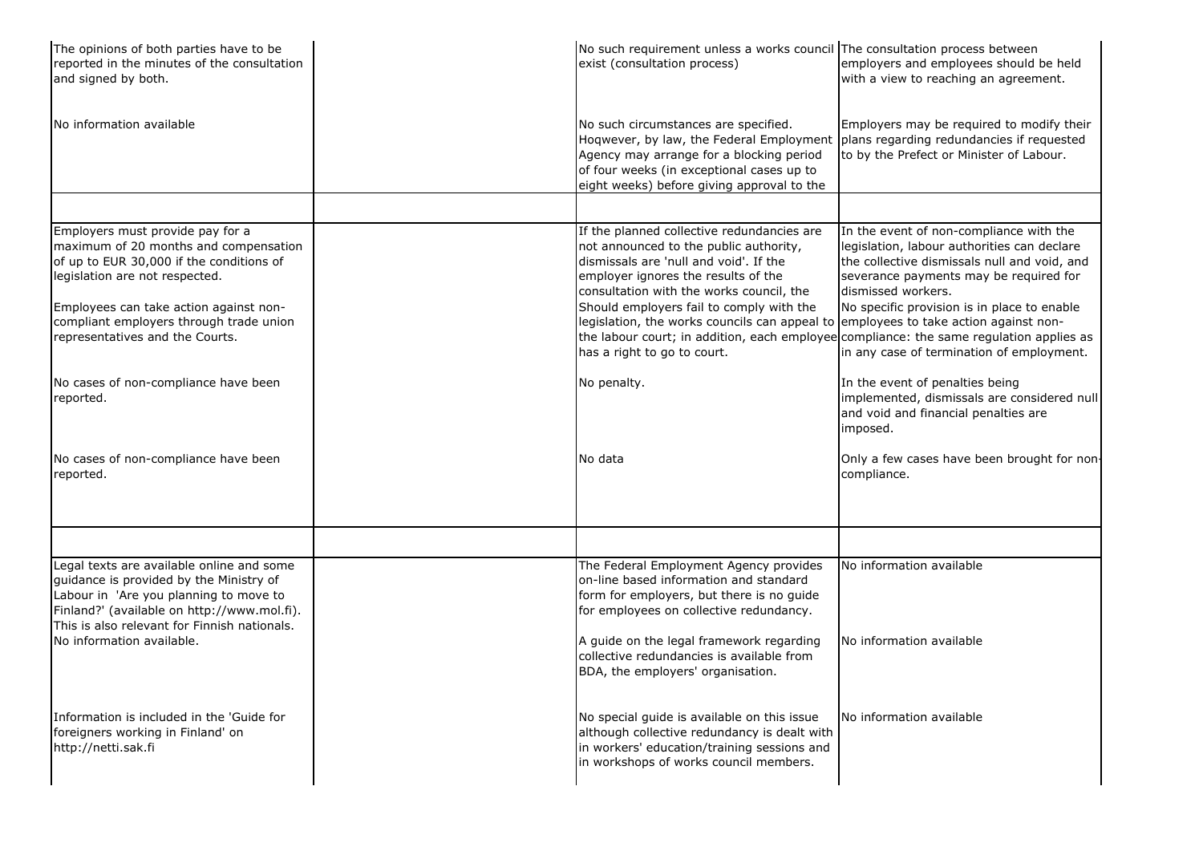| | | | |
|---|---|---|---|
| The opinions of both parties have to be reported in the minutes of the consultation and signed by both. | | No such requirement unless a works council exist (consultation process) | The consultation process between employers and employees should be held with a view to reaching an agreement. |
| No information available | | No such circumstances are specified. Hoqwever, by law, the Federal Employment Agency may arrange for a blocking period of four weeks (in exceptional cases up to eight weeks) before giving approval to the | Employers may be required to modify their plans regarding redundancies if requested to by the Prefect or Minister of Labour. |
| | | | |
| Employers must provide pay for a maximum of 20 months and compensation of up to EUR 30,000 if the conditions of legislation are not respected. | | If the planned collective redundancies are not announced to the public authority, dismissals are 'null and void'. If the employer ignores the results of the consultation with the works council, the | In the event of non-compliance with the legislation, labour authorities can declare the collective dismissals null and void, and severance payments may be required for dismissed workers. |
| Employees can take action against non-compliant employers through trade union representatives and the Courts. | | Should employers fail to comply with the legislation, the works councils can appeal to the labour court; in addition, each employee has a right to go to court. | No specific provision is in place to enable employees to take action against non-compliance: the same regulation applies as in any case of termination of employment. |
| No cases of non-compliance have been reported. | | No penalty. | In the event of penalties being implemented, dismissals are considered null and void and financial penalties are imposed. |
| No cases of non-compliance have been reported. | | No data | Only a few cases have been brought for non-compliance. |
| | | | |
| Legal texts are available online and some guidance is provided by the Ministry of Labour in 'Are you planning to move to Finland?' (available on http://www.mol.fi). This is also relevant for Finnish nationals. | | The Federal Employment Agency provides on-line based information and standard form for employers, but there is no guide for employees on collective redundancy. | No information available |
| No information available. | | A guide on the legal framework regarding collective redundancies is available from BDA, the employers' organisation. | No information available |
| Information is included in the 'Guide for foreigners working in Finland' on http://netti.sak.fi | | No special guide is available on this issue although collective redundancy is dealt with in workers' education/training sessions and in workshops of works council members. | No information available |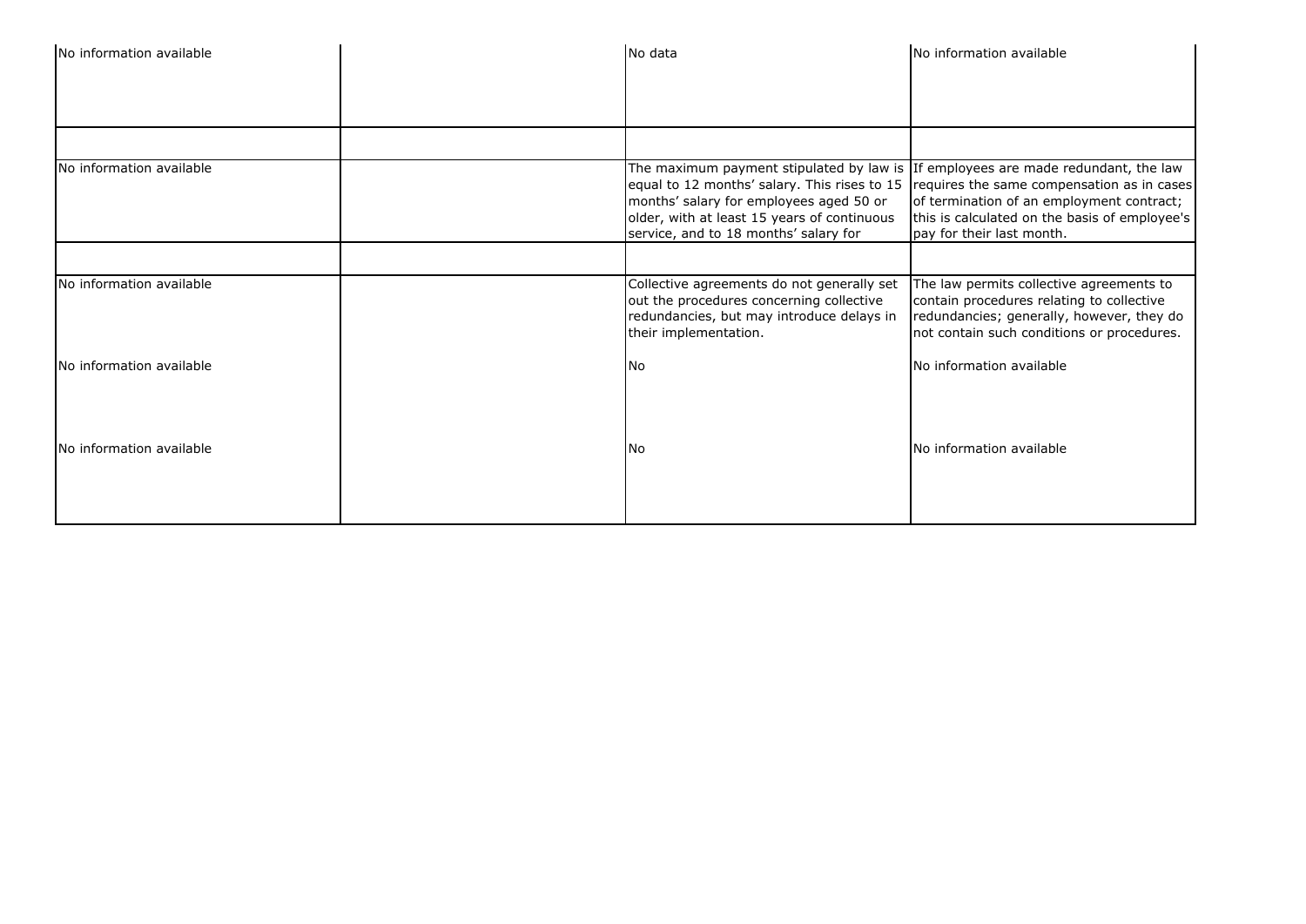| | | | |
|---|---|---|---|
| No information available | | No data | No information available |
| | | | |
| No information available | | The maximum payment stipulated by law is equal to 12 months' salary. This rises to 15 months' salary for employees aged 50 or older, with at least 15 years of continuous service, and to 18 months' salary for | If employees are made redundant, the law requires the same compensation as in cases of termination of an employment contract; this is calculated on the basis of employee's pay for their last month. |
| | | | |
| No information available | | Collective agreements do not generally set out the procedures concerning collective redundancies, but may introduce delays in their implementation. | The law permits collective agreements to contain procedures relating to collective redundancies; generally, however, they do not contain such conditions or procedures. |
| No information available | | No | No information available |
| No information available | | No | No information available |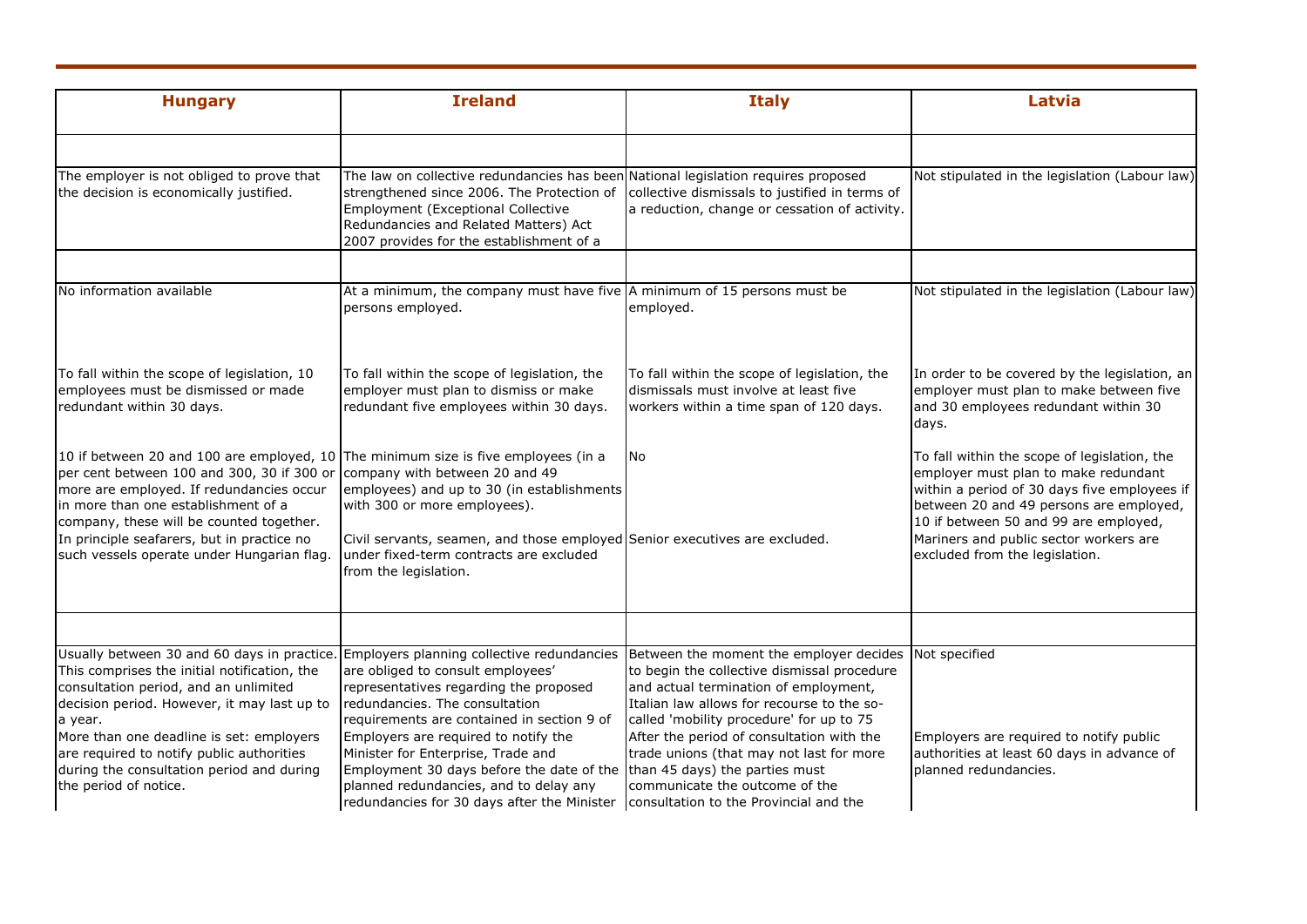| Hungary | Ireland | Italy | Latvia |
|---|---|---|---|
| | | | |
| The employer is not obliged to prove that the decision is economically justified. | The law on collective redundancies has been strengthened since 2006. The Protection of Employment (Exceptional Collective Redundancies and Related Matters) Act 2007 provides for the establishment of a | National legislation requires proposed collective dismissals to justified in terms of a reduction, change or cessation of activity. | Not stipulated in the legislation (Labour law) |
| | | | |
| No information available | At a minimum, the company must have five persons employed. | A minimum of 15 persons must be employed. | Not stipulated in the legislation (Labour law) |
| To fall within the scope of legislation, 10 employees must be dismissed or made redundant within 30 days. | To fall within the scope of legislation, the employer must plan to dismiss or make redundant five employees within 30 days. | To fall within the scope of legislation, the dismissals must involve at least five workers within a time span of 120 days. | In order to be covered by the legislation, an employer must plan to make between five and 30 employees redundant within 30 days. |
| 10 if between 20 and 100 are employed, 10 per cent between 100 and 300, 30 if 300 or more are employed. If redundancies occur in more than one establishment of a company, these will be counted together. | The minimum size is five employees (in a company with between 20 and 49 employees) and up to 30 (in establishments with 300 or more employees). | No | To fall within the scope of legislation, the employer must plan to make redundant within a period of 30 days five employees if between 20 and 49 persons are employed, 10 if between 50 and 99 are employed, |
| In principle seafarers, but in practice no such vessels operate under Hungarian flag. | Civil servants, seamen, and those employed under fixed-term contracts are excluded from the legislation. | Senior executives are excluded. | Mariners and public sector workers are excluded from the legislation. |
| | | | |
| Usually between 30 and 60 days in practice. This comprises the initial notification, the consultation period, and an unlimited decision period. However, it may last up to a year. | Employers planning collective redundancies are obliged to consult employees' representatives regarding the proposed redundancies. The consultation requirements are contained in section 9 of | Between the moment the employer decides to begin the collective dismissal procedure and actual termination of employment, Italian law allows for recourse to the so-called 'mobility procedure' for up to 75 | Not specified |
| More than one deadline is set: employers are required to notify public authorities during the consultation period and during the period of notice. | Employers are required to notify the Minister for Enterprise, Trade and Employment 30 days before the date of the planned redundancies, and to delay any redundancies for 30 days after the Minister | After the period of consultation with the trade unions (that may not last for more than 45 days) the parties must communicate the outcome of the consultation to the Provincial and the | Employers are required to notify public authorities at least 60 days in advance of planned redundancies. |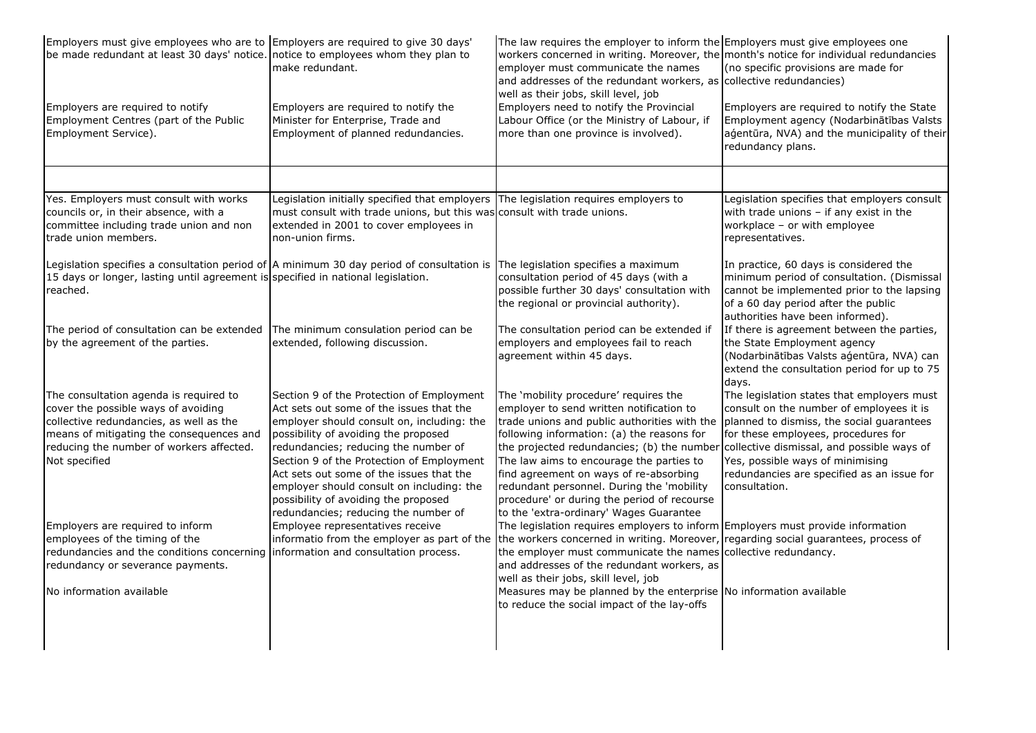| | | | |
|---|---|---|---|
| Employers must give employees who are to be made redundant at least 30 days' notice. | Employers are required to give 30 days' notice to employees whom they plan to make redundant. | The law requires the employer to inform the workers concerned in writing. Moreover, the employer must communicate the names and addresses of the redundant workers, as well as their jobs, skill level, job | Employers must give employees one month's notice for individual redundancies (no specific provisions are made for collective redundancies) |
| Employers are required to notify Employment Centres (part of the Public Employment Service). | Employers are required to notify the Minister for Enterprise, Trade and Employment of planned redundancies. | Employers need to notify the Provincial Labour Office (or the Ministry of Labour, if more than one province is involved). | Employers are required to notify the State Employment agency (Nodarbinātības Valsts aģentūra, NVA) and the municipality of their redundancy plans. |
| | | | |
| Yes. Employers must consult with works councils or, in their absence, with a committee including trade union and non trade union members. | Legislation initially specified that employers must consult with trade unions, but this was extended in 2001 to cover employees in non-union firms. | The legislation requires employers to consult with trade unions. | Legislation specifies that employers consult with trade unions – if any exist in the workplace – or with employee representatives. |
| Legislation specifies a consultation period of 15 days or longer, lasting until agreement is reached. | A minimum 30 day period of consultation is specified in national legislation. | The legislation specifies a maximum consultation period of 45 days (with a possible further 30 days' consultation with the regional or provincial authority). | In practice, 60 days is considered the minimum period of consultation. (Dismissal cannot be implemented prior to the lapsing of a 60 day period after the public authorities have been informed). |
| The period of consultation can be extended by the agreement of the parties. | The minimum consulation period can be extended, following discussion. | The consultation period can be extended if employers and employees fail to reach agreement within 45 days. | If there is agreement between the parties, the State Employment agency (Nodarbinātības Valsts aģentūra, NVA) can extend the consultation period for up to 75 days. |
| The consultation agenda is required to cover the possible ways of avoiding collective redundancies, as well as the means of mitigating the consequences and reducing the number of workers affected. | Section 9 of the Protection of Employment Act sets out some of the issues that the employer should consult on, including: the possibility of avoiding the proposed redundancies; reducing the number of | The 'mobility procedure' requires the employer to send written notification to trade unions and public authorities with the following information: (a) the reasons for the projected redundancies; (b) the number | The legislation states that employers must consult on the number of employees it is planned to dismiss, the social guarantees for these employees, procedures for collective dismissal, and possible ways of |
| Not specified | Section 9 of the Protection of Employment Act sets out some of the issues that the employer should consult on including: the possibility of avoiding the proposed redundancies; reducing the number of | The law aims to encourage the parties to find agreement on ways of re-absorbing redundant personnel. During the 'mobility procedure' or during the period of recourse to the 'extra-ordinary' Wages Guarantee | Yes, possible ways of minimising redundancies are specified as an issue for consultation. |
| Employers are required to inform employees of the timing of the redundancies and the conditions concerning redundancy or severance payments. | Employee representatives receive informatio from the employer as part of the information and consultation process. | The legislation requires employers to inform the workers concerned in writing. Moreover, the employer must communicate the names and addresses of the redundant workers, as well as their jobs, skill level, job | Employers must provide information regarding social guarantees, process of collective redundancy. |
| No information available | | Measures may be planned by the enterprise to reduce the social impact of the lay-offs | No information available |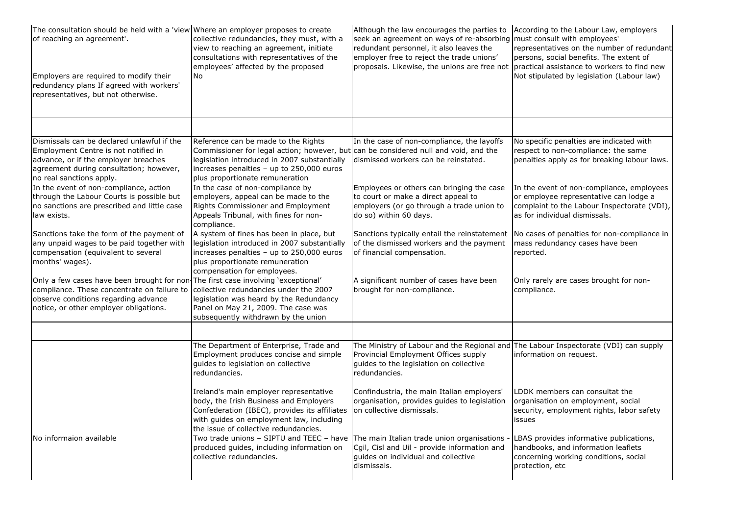| | | | |
|---|---|---|---|
| The consultation should be held with a 'view of reaching an agreement'.<br><br>Employers are required to modify their redundancy plans If agreed with workers' representatives, but not otherwise. | Where an employer proposes to create collective redundancies, they must, with a view to reaching an agreement, initiate consultations with representatives of the employees' affected by the proposed<br>No | Although the law encourages the parties to seek an agreement on ways of re-absorbing redundant personnel, it also leaves the employer free to reject the trade unions' proposals. Likewise, the unions are free not | According to the Labour Law, employers must consult with employees' representatives on the number of redundant persons, social benefits. The extent of practical assistance to workers to find new<br>Not stipulated by legislation (Labour law) |
| | | | |
| Dismissals can be declared unlawful if the Employment Centre is not notified in advance, or if the employer breaches agreement during consultation; however, no real sanctions apply. | Reference can be made to the Rights Commissioner for legal action; however, but legislation introduced in 2007 substantially increases penalties – up to 250,000 euros plus proportionate remuneration | In the case of non-compliance, the layoffs can be considered null and void, and the dismissed workers can be reinstated. | No specific penalties are indicated with respect to non-compliance: the same penalties apply as for breaking labour laws. |
| In the event of non-compliance, action through the Labour Courts is possible but no sanctions are prescribed and little case law exists. | In the case of non-compliance by employers, appeal can be made to the Rights Commissioner and Employment Appeals Tribunal, with fines for non-compliance. | Employees or others can bringing the case to court or make a direct appeal to employers (or go through a trade union to do so) within 60 days. | In the event of non-compliance, employees or employee representative can lodge a complaint to the Labour Inspectorate (VDI), as for individual dismissals. |
| Sanctions take the form of the payment of any unpaid wages to be paid together with compensation (equivalent to several months' wages). | A system of fines has been in place, but legislation introduced in 2007 substantially increases penalties – up to 250,000 euros plus proportionate remuneration compensation for employees. | Sanctions typically entail the reinstatement of the dismissed workers and the payment of financial compensation. | No cases of penalties for non-compliance in mass redundancy cases have been reported. |
| Only a few cases have been brought for non-compliance. These concentrate on failure to observe conditions regarding advance notice, or other employer obligations. | The first case involving 'exceptional' collective redundancies under the 2007 legislation was heard by the Redundancy Panel on May 21, 2009. The case was subsequently withdrawn by the union | A significant number of cases have been brought for non-compliance. | Only rarely are cases brought for non-compliance. |
| | | | |
| | The Department of Enterprise, Trade and Employment produces concise and simple guides to legislation on collective redundancies. | The Ministry of Labour and the Regional and Provincial Employment Offices supply guides to the legislation on collective redundancies. | The Labour Inspectorate (VDI) can supply information on request. |
| | Ireland's main employer representative body, the Irish Business and Employers Confederation (IBEC), provides its affiliates with guides on employment law, including the issue of collective redundancies. | Confindustria, the main Italian employers' organisation, provides guides to legislation on collective dismissals. | LDDK members can consultat the organisation on employment, social security, employment rights, labor safety issues |
| No informaion available | Two trade unions – SIPTU and TEEC – have produced guides, including information on collective redundancies. | The main Italian trade union organisations - Cgil, Cisl and Uil - provide information and guides on individual and collective dismissals. | LBAS provides informative publications, handbooks, and information leaflets concerning working conditions, social protection, etc |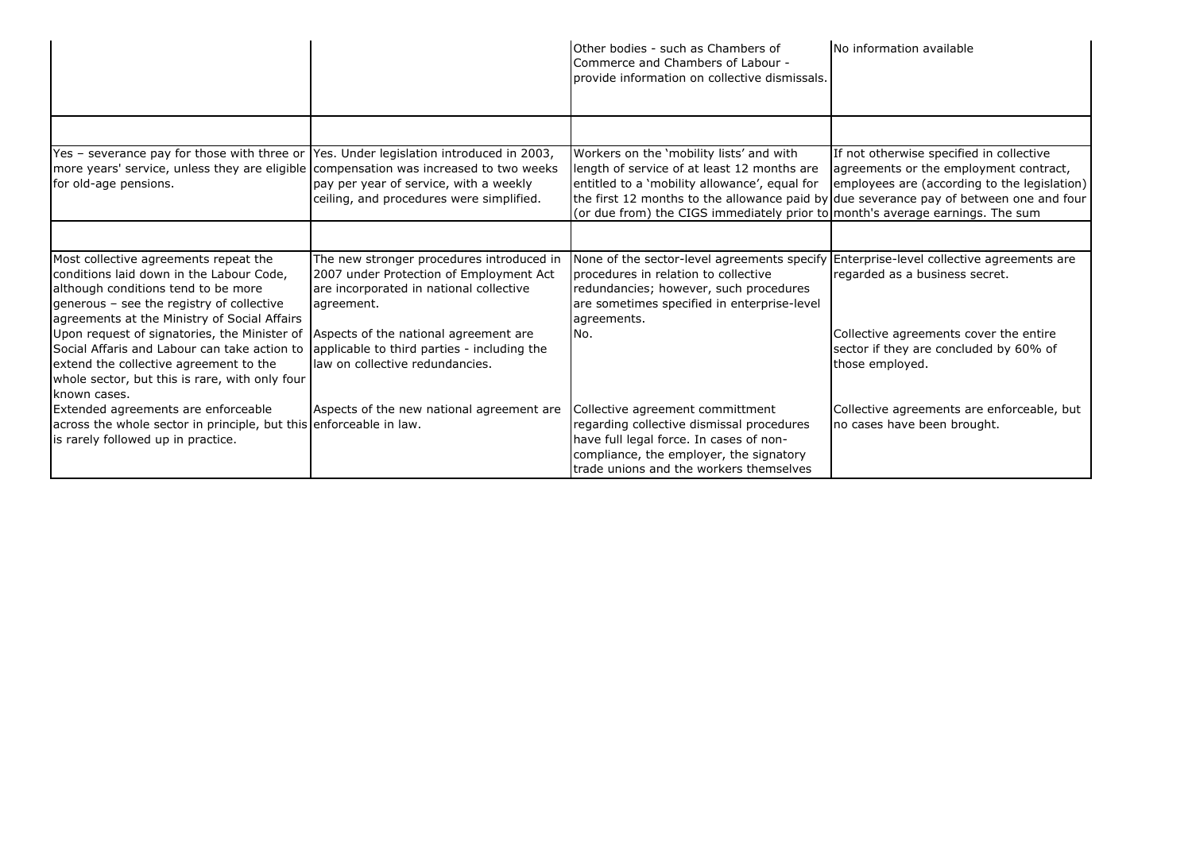| | | | |
|---|---|---|---|
| | | Other bodies - such as Chambers of Commerce and Chambers of Labour - provide information on collective dismissals. | No information available |
| | | | |
| Yes – severance pay for those with three or more years' service, unless they are eligible for old-age pensions. | Yes. Under legislation introduced in 2003, compensation was increased to two weeks pay per year of service, with a weekly ceiling, and procedures were simplified. | Workers on the 'mobility lists' and with length of service of at least 12 months are entitled to a 'mobility allowance', equal for the first 12 months to the allowance paid by (or due from) the CIGS immediately prior to | If not otherwise specified in collective agreements or the employment contract, employees are (according to the legislation) due severance pay of between one and four month's average earnings. The sum |
| | | | |
| Most collective agreements repeat the conditions laid down in the Labour Code, although conditions tend to be more generous – see the registry of collective agreements at the Ministry of Social Affairs | The new stronger procedures introduced in 2007 under Protection of Employment Act are incorporated in national collective agreement. | None of the sector-level agreements specify procedures in relation to collective redundancies; however, such procedures are sometimes specified in enterprise-level agreements. | Enterprise-level collective agreements are regarded as a business secret. |
| Upon request of signatories, the Minister of Social Affaris and Labour can take action to extend the collective agreement to the whole sector, but this is rare, with only four known cases. | Aspects of the national agreement are applicable to third parties - including the law on collective redundancies. | No. | Collective agreements cover the entire sector if they are concluded by 60% of those employed. |
| Extended agreements are enforceable across the whole sector in principle, but this is rarely followed up in practice. | Aspects of the new national agreement are enforceable in law. | Collective agreement committment regarding collective dismissal procedures have full legal force. In cases of non-compliance, the employer, the signatory trade unions and the workers themselves | Collective agreements are enforceable, but no cases have been brought. |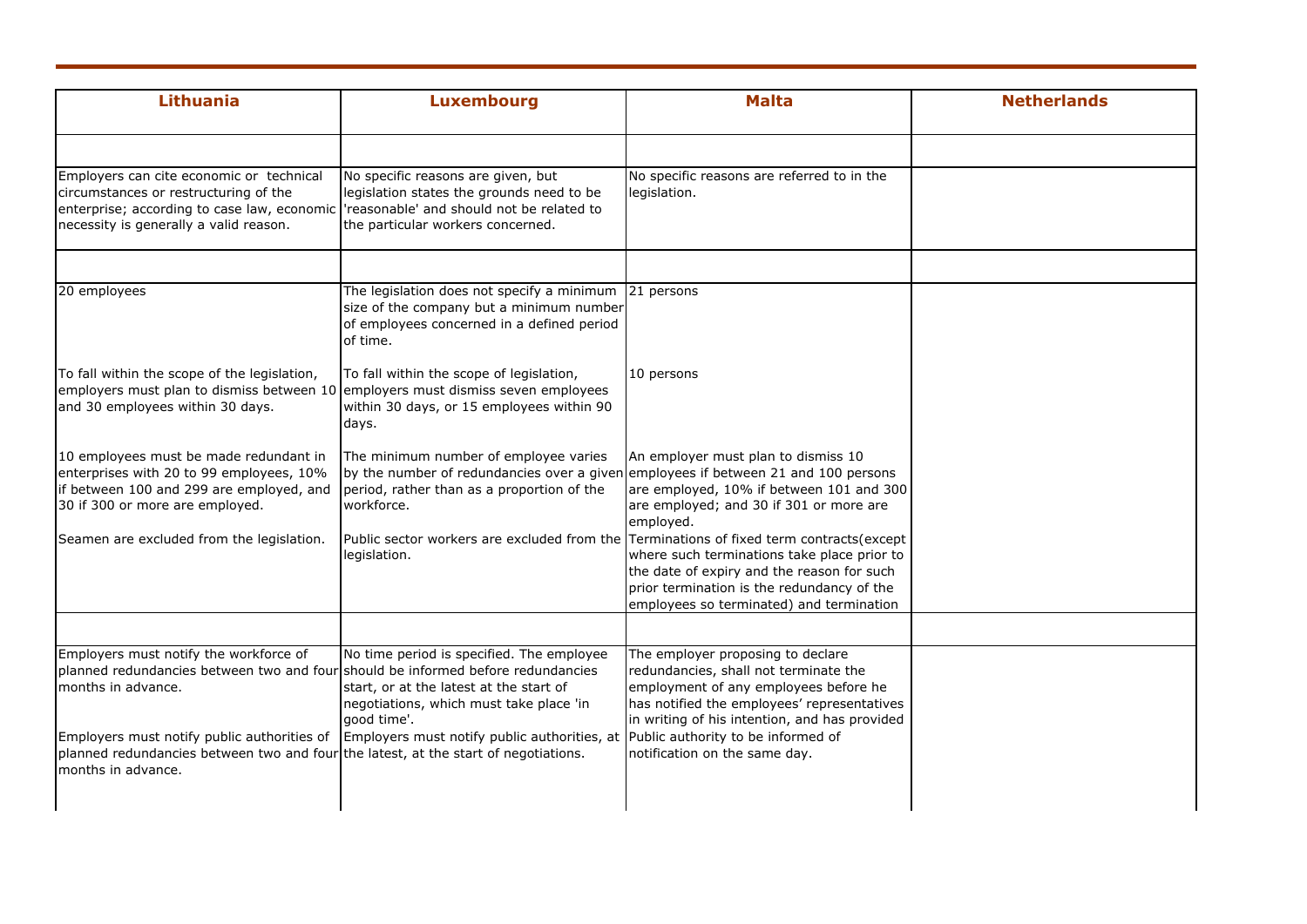| Lithuania | Luxembourg | Malta | Netherlands |
|---|---|---|---|
| | | | |
| Employers can cite economic or technical circumstances or restructuring of the enterprise; according to case law, economic necessity is generally a valid reason. | No specific reasons are given, but legislation states the grounds need to be 'reasonable' and should not be related to the particular workers concerned. | No specific reasons are referred to in the legislation. | |
| | | | |
| 20 employees | The legislation does not specify a minimum size of the company but a minimum number of employees concerned in a defined period of time. | 21 persons | |
| To fall within the scope of the legislation, employers must plan to dismiss between 10 and 30 employees within 30 days. | To fall within the scope of legislation, employers must dismiss seven employees within 30 days, or 15 employees within 90 days. | 10 persons | |
| 10 employees must be made redundant in enterprises with 20 to 99 employees, 10% if between 100 and 299 are employed, and 30 if 300 or more are employed. | The minimum number of employee varies by the number of redundancies over a given period, rather than as a proportion of the workforce. | An employer must plan to dismiss 10 employees if between 21 and 100 persons are employed, 10% if between 101 and 300 are employed; and 30 if 301 or more are employed. | |
| Seamen are excluded from the legislation. | Public sector workers are excluded from the legislation. | Terminations of fixed term contracts(except where such terminations take place prior to the date of expiry and the reason for such prior termination is the redundancy of the employees so terminated) and termination | |
| | | | |
| Employers must notify the workforce of planned redundancies between two and four months in advance. | No time period is specified. The employee should be informed before redundancies start, or at the latest at the start of negotiations, which must take place 'in good time'. | The employer proposing to declare redundancies, shall not terminate the employment of any employees before he has notified the employees' representatives in writing of his intention, and has provided | |
| Employers must notify public authorities of planned redundancies between two and four months in advance. | Employers must notify public authorities, at the latest, at the start of negotiations. | Public authority to be informed of notification on the same day. | |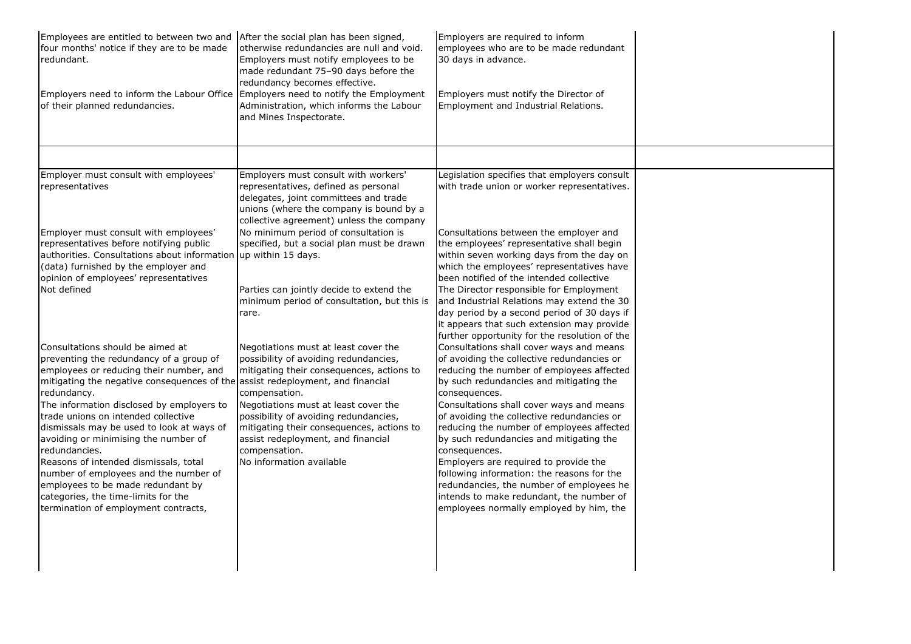| | | | |
|---|---|---|---|
| Employees are entitled to between two and four months' notice if they are to be made redundant. | After the social plan has been signed, otherwise redundancies are null and void. Employers must notify employees to be made redundant 75–90 days before the redundancy becomes effective. | Employers are required to inform employees who are to be made redundant 30 days in advance. | |
| Employers need to inform the Labour Office of their planned redundancies. | Employers need to notify the Employment Administration, which informs the Labour and Mines Inspectorate. | Employers must notify the Director of Employment and Industrial Relations. | |
| | | | |
| Employer must consult with employees' representatives | Employers must consult with workers' representatives, defined as personal delegates, joint committees and trade unions (where the company is bound by a collective agreement) unless the company | Legislation specifies that employers consult with trade union or worker representatives. | |
| Employer must consult with employees' representatives before notifying public authorities. Consultations about information (data) furnished by the employer and opinion of employees' representatives | No minimum period of consultation is specified, but a social plan must be drawn up within 15 days. | Consultations between the employer and the employees' representative shall begin within seven working days from the day on which the employees' representatives have been notified of the intended collective | |
| Not defined | Parties can jointly decide to extend the minimum period of consultation, but this is rare. | The Director responsible for Employment and Industrial Relations may extend the 30 day period by a second period of 30 days if it appears that such extension may provide further opportunity for the resolution of the | |
| Consultations should be aimed at preventing the redundancy of a group of employees or reducing their number, and mitigating the negative consequences of the redundancy. | Negotiations must at least cover the possibility of avoiding redundancies, mitigating their consequences, actions to assist redeployment, and financial compensation. | Consultations shall cover ways and means of avoiding the collective redundancies or reducing the number of employees affected by such redundancies and mitigating the consequences. | |
| The information disclosed by employers to trade unions on intended collective dismissals may be used to look at ways of avoiding or minimising the number of redundancies. | Negotiations must at least cover the possibility of avoiding redundancies, mitigating their consequences, actions to assist redeployment, and financial compensation. | Consultations shall cover ways and means of avoiding the collective redundancies or reducing the number of employees affected by such redundancies and mitigating the consequences. | |
| Reasons of intended dismissals, total number of employees and the number of employees to be made redundant by categories, the time-limits for the termination of employment contracts, | No information available | Employers are required to provide the following information: the reasons for the redundancies, the number of employees he intends to make redundant, the number of employees normally employed by him, the | |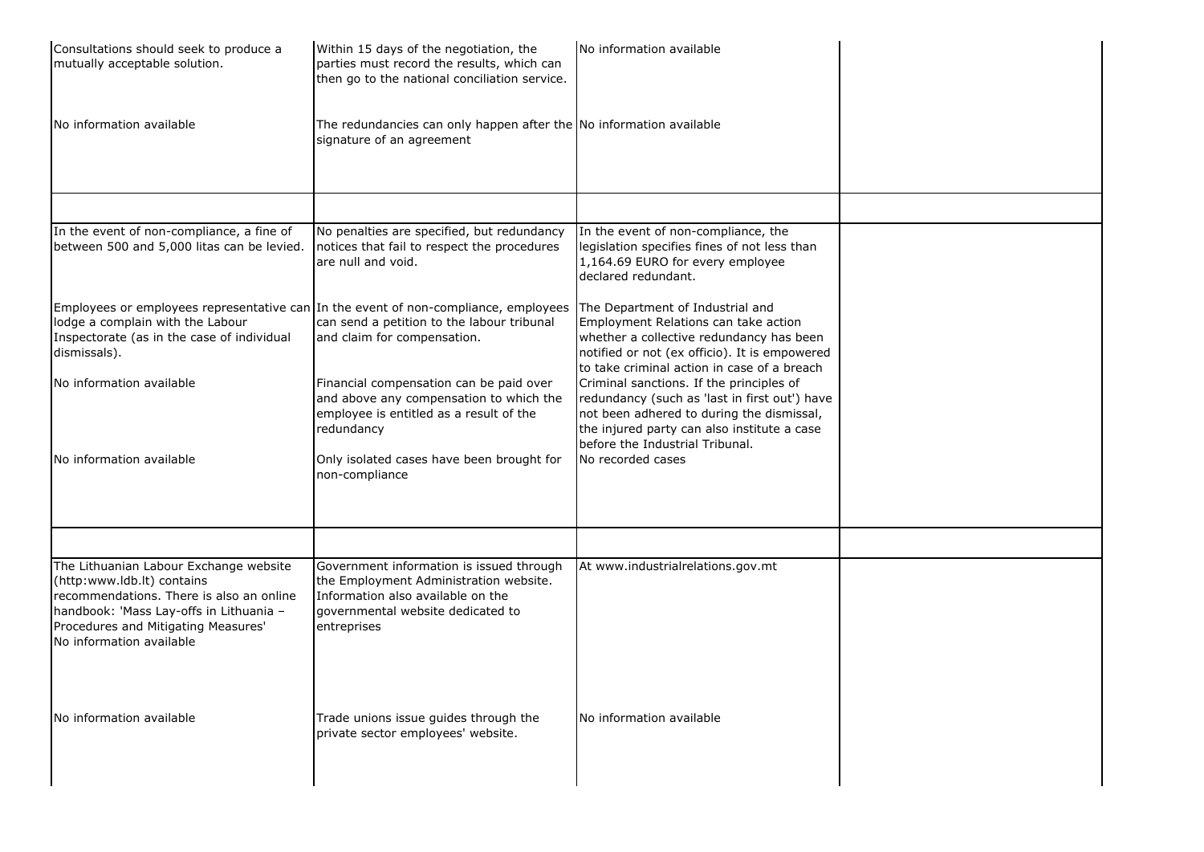| | | | |
|---|---|---|---|
| Consultations should seek to produce a mutually acceptable solution. | Within 15 days of the negotiation, the parties must record the results, which can then go to the national conciliation service. | No information available | |
| No information available | The redundancies can only happen after the signature of an agreement | No information available | |
| | | | |
| In the event of non-compliance, a fine of between 500 and 5,000 litas can be levied. | No penalties are specified, but redundancy notices that fail to respect the procedures are null and void. | In the event of non-compliance, the legislation specifies fines of not less than 1,164.69 EURO for every employee declared redundant. | |
| Employees or employees representative can lodge a complain with the Labour Inspectorate (as in the case of individual dismissals). | In the event of non-compliance, employees can send a petition to the labour tribunal and claim for compensation. | The Department of Industrial and Employment Relations can take action whether a collective redundancy has been notified or not (ex officio). It is empowered to take criminal action in case of a breach | |
| No information available | Financial compensation can be paid over and above any compensation to which the employee is entitled as a result of the redundancy | Criminal sanctions. If the principles of redundancy (such as 'last in first out') have not been adhered to during the dismissal, the injured party can also institute a case before the Industrial Tribunal. | |
| No information available | Only isolated cases have been brought for non-compliance | No recorded cases | |
| | | | |
| The Lithuanian Labour Exchange website (http:www.ldb.lt) contains recommendations. There is also an online handbook: 'Mass Lay-offs in Lithuania – Procedures and Mitigating Measures'<br>No information available | Government information is issued through the Employment Administration website. Information also available on the governmental website dedicated to entreprises | At www.industrialrelations.gov.mt | |
| No information available | Trade unions issue guides through the private sector employees' website. | No information available | |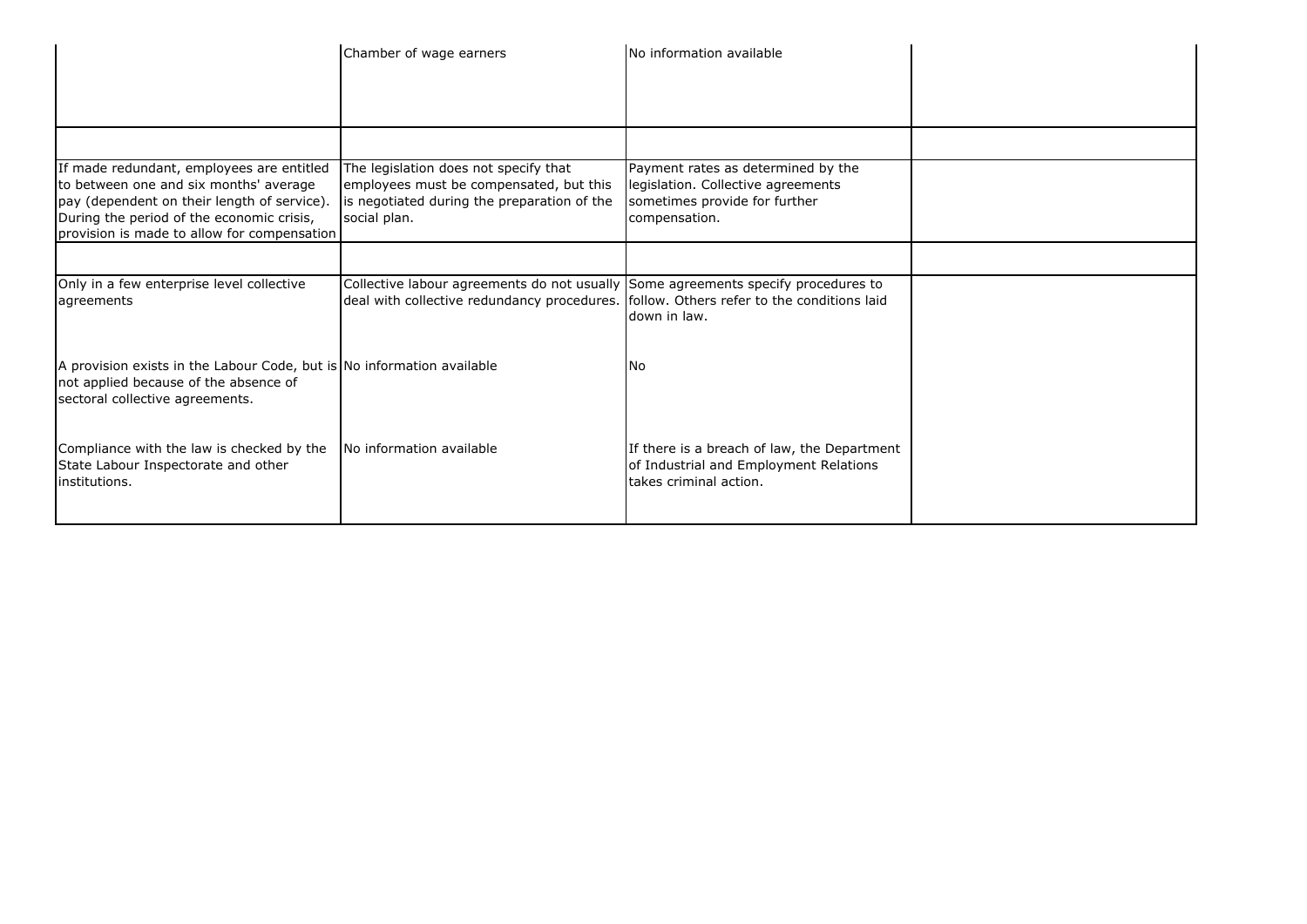| | | | |
|---|---|---|---|
| | Chamber of wage earners | No information available | |
| | | | |
| If made redundant, employees are entitled to between one and six months' average pay (dependent on their length of service). During the period of the economic crisis, provision is made to allow for compensation | The legislation does not specify that employees must be compensated, but this is negotiated during the preparation of the social plan. | Payment rates as determined by the legislation. Collective agreements sometimes provide for further compensation. | |
| | | | |
| Only in a few enterprise level collective agreements | Collective labour agreements do not usually deal with collective redundancy procedures. | Some agreements specify procedures to follow. Others refer to the conditions laid down in law. | |
| A provision exists in the Labour Code, but is not applied because of the absence of sectoral collective agreements. | No information available | No | |
| Compliance with the law is checked by the State Labour Inspectorate and other institutions. | No information available | If there is a breach of law, the Department of Industrial and Employment Relations takes criminal action. | |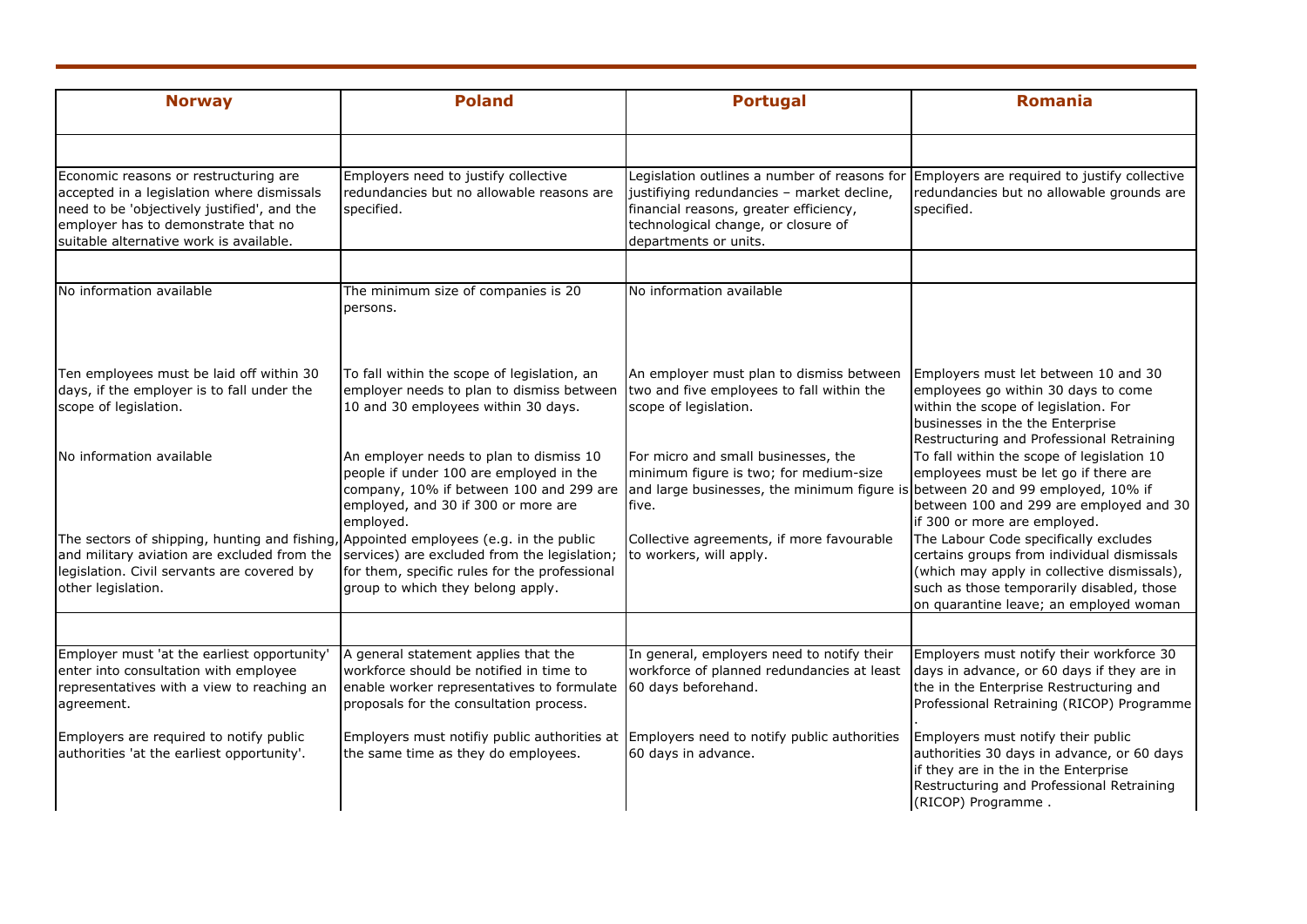| Norway | Poland | Portugal | Romania |
|---|---|---|---|
| | | | |
| Economic reasons or restructuring are accepted in a legislation where dismissals need to be 'objectively justified', and the employer has to demonstrate that no suitable alternative work is available. | Employers need to justify collective redundancies but no allowable reasons are specified. | Legislation outlines a number of reasons for justifiying redundancies – market decline, financial reasons, greater efficiency, technological change, or closure of departments or units. | Employers are required to justify collective redundancies but no allowable grounds are specified. |
| | | | |
| No information available | The minimum size of companies is 20 persons. | No information available | |
| Ten employees must be laid off within 30 days, if the employer is to fall under the scope of legislation. | To fall within the scope of legislation, an employer needs to plan to dismiss between 10 and 30 employees within 30 days. | An employer must plan to dismiss between two and five employees to fall within the scope of legislation. | Employers must let between 10 and 30 employees go within 30 days to come within the scope of legislation. For businesses in the the Enterprise Restructuring and Professional Retraining |
| No information available | An employer needs to plan to dismiss 10 people if under 100 are employed in the company, 10% if between 100 and 299 are employed, and 30 if 300 or more are employed. | For micro and small businesses, the minimum figure is two; for medium-size and large businesses, the minimum figure is five. | To fall within the scope of legislation 10 employees must be let go if there are between 20 and 99 employed, 10% if between 100 and 299 are employed and 30 if 300 or more are employed. |
| The sectors of shipping, hunting and fishing, and military aviation are excluded from the legislation. Civil servants are covered by other legislation. | Appointed employees (e.g. in the public services) are excluded from the legislation; for them, specific rules for the professional group to which they belong apply. | Collective agreements, if more favourable to workers, will apply. | The Labour Code specifically excludes certains groups from individual dismissals (which may apply in collective dismissals), such as those temporarily disabled, those on quarantine leave; an employed woman |
| | | | |
| Employer must 'at the earliest opportunity' enter into consultation with employee representatives with a view to reaching an agreement. | A general statement applies that the workforce should be notified in time to enable worker representatives to formulate proposals for the consultation process. | In general, employers need to notify their workforce of planned redundancies at least 60 days beforehand. | Employers must notify their workforce 30 days in advance, or 60 days if they are in the the Enterprise Restructuring and Professional Retraining (RICOP) Programme . |
| Employers are required to notify public authorities 'at the earliest opportunity'. | Employers must notifiy public authorities at the same time as they do employees. | Employers need to notify public authorities 60 days in advance. | Employers must notify their public authorities 30 days in advance, or 60 days if they are in the in the Enterprise Restructuring and Professional Retraining (RICOP) Programme . |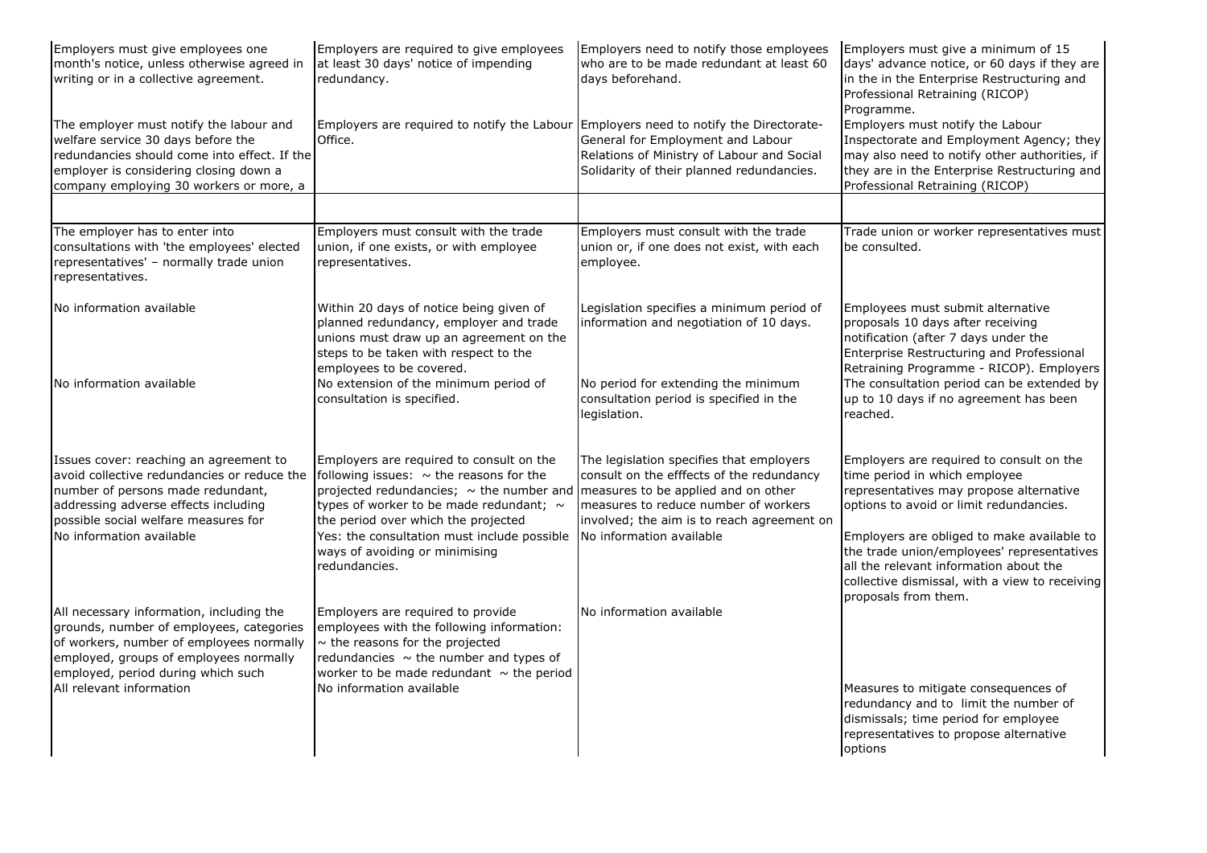| | | | |
|---|---|---|---|
| Employers must give employees one month's notice, unless otherwise agreed in writing or in a collective agreement. | Employers are required to give employees at least 30 days' notice of impending redundancy. | Employers need to notify those employees who are to be made redundant at least 60 days beforehand. | Employers must give a minimum of 15 days' advance notice, or 60 days if they are in the in the Enterprise Restructuring and Professional Retraining (RICOP) Programme. |
| The employer must notify the labour and welfare service 30 days before the redundancies should come into effect. If the employer is considering closing down a company employing 30 workers or more, a | Employers are required to notify the Labour Office. | Employers need to notify the Directorate-General for Employment and Labour Relations of Ministry of Labour and Social Solidarity of their planned redundancies. | Employers must notify the Labour Inspectorate and Employment Agency; they may also need to notify other authorities, if they are in the Enterprise Restructuring and Professional Retraining (RICOP) |
| | | | |
| The employer has to enter into consultations with 'the employees' elected representatives' – normally trade union representatives. | Employers must consult with the trade union, if one exists, or with employee representatives. | Employers must consult with the trade union or, if one does not exist, with each employee. | Trade union or worker representatives must be consulted. |
| No information available | Within 20 days of notice being given of planned redundancy, employer and trade unions must draw up an agreement on the steps to be taken with respect to the employees to be covered. | Legislation specifies a minimum period of information and negotiation of 10 days. | Employees must submit alternative proposals 10 days after receiving notification (after 7 days under the Enterprise Restructuring and Professional Retraining Programme - RICOP). Employers |
| No information available | No extension of the minimum period of consultation is specified. | No period for extending the minimum consultation period is specified in the legislation. | The consultation period can be extended by up to 10 days if no agreement has been reached. |
| Issues cover: reaching an agreement to avoid collective redundancies or reduce the number of persons made redundant, addressing adverse effects including possible social welfare measures for | Employers are required to consult on the following issues: ~ the reasons for the projected redundancies; ~ the number and types of worker to be made redundant; ~ the period over which the projected | The legislation specifies that employers consult on the efffects of the redundancy measures to be applied and on other measures to reduce number of workers involved; the aim is to reach agreement on | Employers are required to consult on the time period in which employee representatives may propose alternative options to avoid or limit redundancies. |
| No information available | Yes: the consultation must include possible ways of avoiding or minimising redundancies. | No information available | Employers are obliged to make available to the trade union/employees' representatives all the relevant information about the collective dismissal, with a view to receiving proposals from them. |
| All necessary information, including the grounds, number of employees, categories of workers, number of employees normally employed, groups of employees normally employed, period during which such | Employers are required to provide employees with the following information: ~ the reasons for the projected redundancies ~ the number and types of worker to be made redundant ~ the period | No information available | |
| All relevant information | No information available | | Measures to mitigate consequences of redundancy and to limit the number of dismissals; time period for employee representatives to propose alternative options |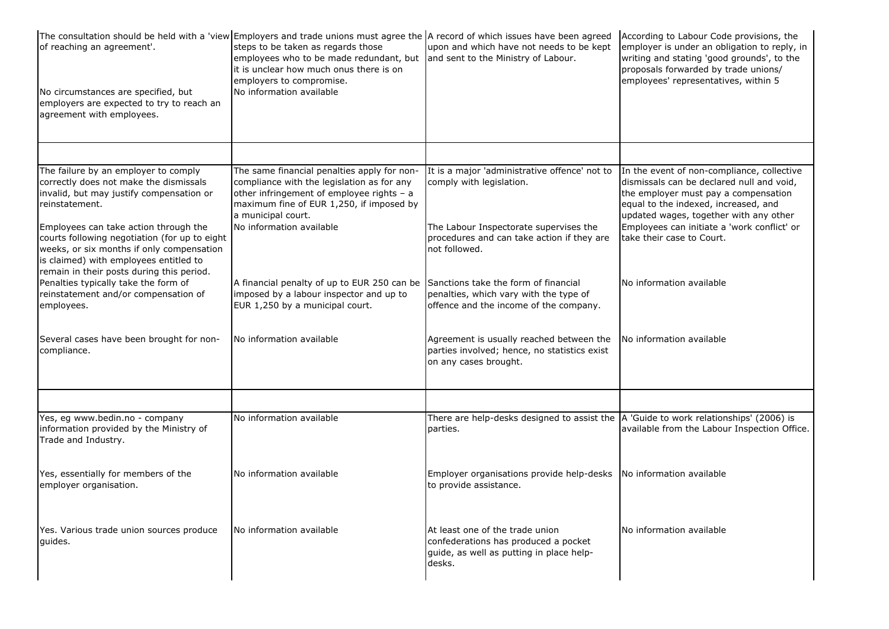| | | | |
|---|---|---|---|
| The consultation should be held with a 'view of reaching an agreement'. | Employers and trade unions must agree the steps to be taken as regards those employees who to be made redundant, but it is unclear how much onus there is on employers to compromise. | A record of which issues have been agreed upon and which have not needs to be kept and sent to the Ministry of Labour. | According to Labour Code provisions, the employer is under an obligation to reply, in writing and stating 'good grounds', to the proposals forwarded by trade unions/ employees' representatives, within 5 |
| No circumstances are specified, but employers are expected to try to reach an agreement with employees. | No information available | | |
| | | | |
| The failure by an employer to comply correctly does not make the dismissals invalid, but may justify compensation or reinstatement. | The same financial penalties apply for non-compliance with the legislation as for any other infringement of employee rights – a maximum fine of EUR 1,250, if imposed by a municipal court. | It is a major 'administrative offence' not to comply with legislation. | In the event of non-compliance, collective dismissals can be declared null and void, the employer must pay a compensation equal to the indexed, increased, and updated wages, together with any other |
| Employees can take action through the courts following negotiation (for up to eight weeks, or six months if only compensation is claimed) with employees entitled to remain in their posts during this period. | No information available | The Labour Inspectorate supervises the procedures and can take action if they are not followed. | Employees can initiate a 'work conflict' or take their case to Court. |
| Penalties typically take the form of reinstatement and/or compensation of employees. | A financial penalty of up to EUR 250 can be imposed by a labour inspector and up to EUR 1,250 by a municipal court. | Sanctions take the form of financial penalties, which vary with the type of offence and the income of the company. | No information available |
| Several cases have been brought for non-compliance. | No information available | Agreement is usually reached between the parties involved; hence, no statistics exist on any cases brought. | No information available |
| | | | |
| Yes, eg www.bedin.no - company information provided by the Ministry of Trade and Industry. | No information available | There are help-desks designed to assist the parties. | A 'Guide to work relationships' (2006) is available from the Labour Inspection Office. |
| Yes, essentially for members of the employer organisation. | No information available | Employer organisations provide help-desks to provide assistance. | No information available |
| Yes. Various trade union sources produce guides. | No information available | At least one of the trade union confederations has produced a pocket guide, as well as putting in place help-desks. | No information available |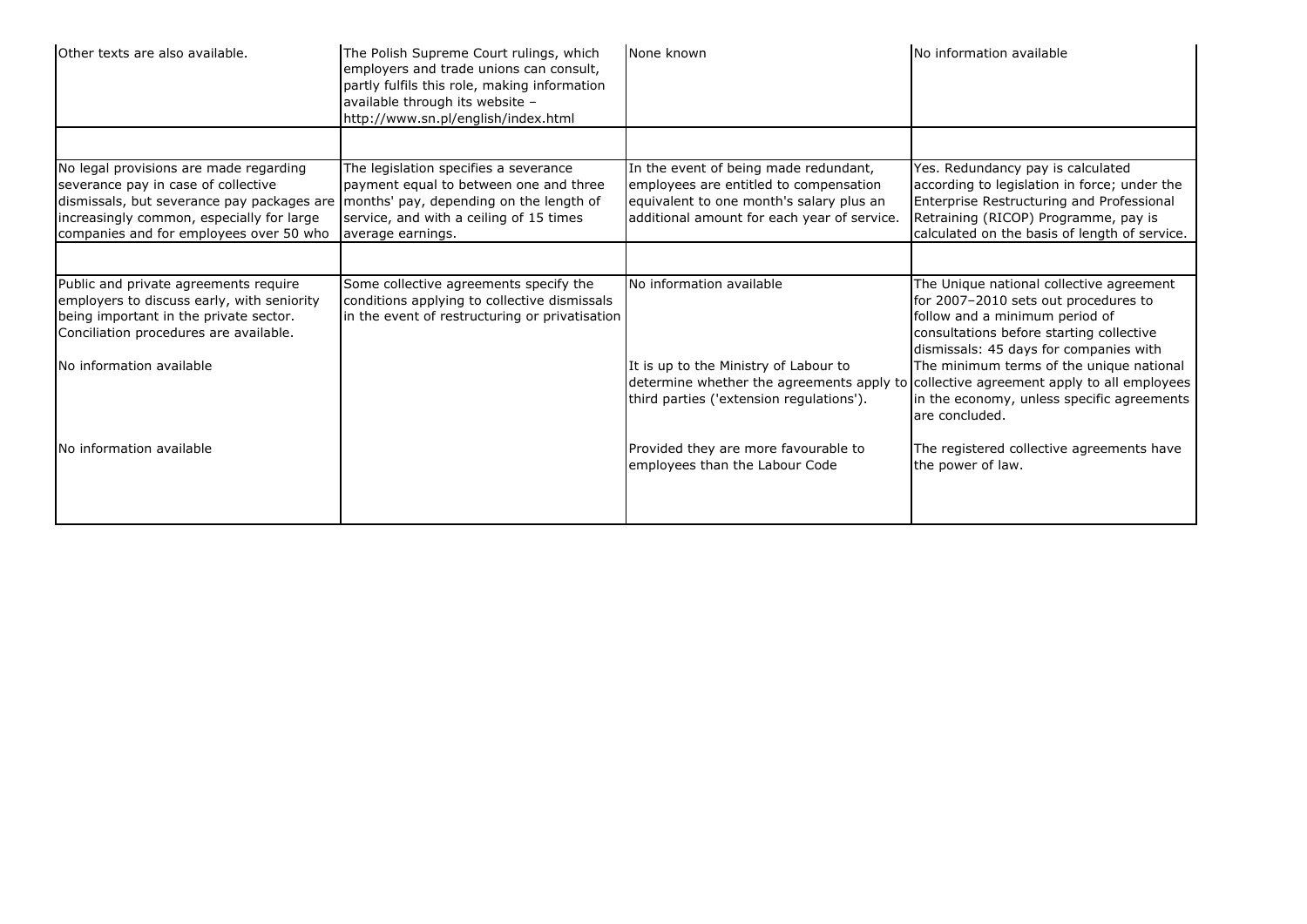| | | | |
|---|---|---|---|
| Other texts are also available. | The Polish Supreme Court rulings, which employers and trade unions can consult, partly fulfils this role, making information available through its website – http://www.sn.pl/english/index.html | None known | No information available |
| | | | |
| No legal provisions are made regarding severance pay in case of collective dismissals, but severance pay packages are increasingly common, especially for large companies and for employees over 50 who | The legislation specifies a severance payment equal to between one and three months' pay, depending on the length of service, and with a ceiling of 15 times average earnings. | In the event of being made redundant, employees are entitled to compensation equivalent to one month's salary plus an additional amount for each year of service. | Yes. Redundancy pay is calculated according to legislation in force; under the Enterprise Restructuring and Professional Retraining (RICOP) Programme, pay is calculated on the basis of length of service. |
| | | | |
| Public and private agreements require employers to discuss early, with seniority being important in the private sector. Conciliation procedures are available. | Some collective agreements specify the conditions applying to collective dismissals in the event of restructuring or privatisation | No information available | The Unique national collective agreement for 2007–2010 sets out procedures to follow and a minimum period of consultations before starting collective dismissals: 45 days for companies with |
| No information available | | It is up to the Ministry of Labour to determine whether the agreements apply to third parties ('extension regulations'). | The minimum terms of the unique national collective agreement apply to all employees in the economy, unless specific agreements are concluded. |
| No information available | | Provided they are more favourable to employees than the Labour Code | The registered collective agreements have the power of law. |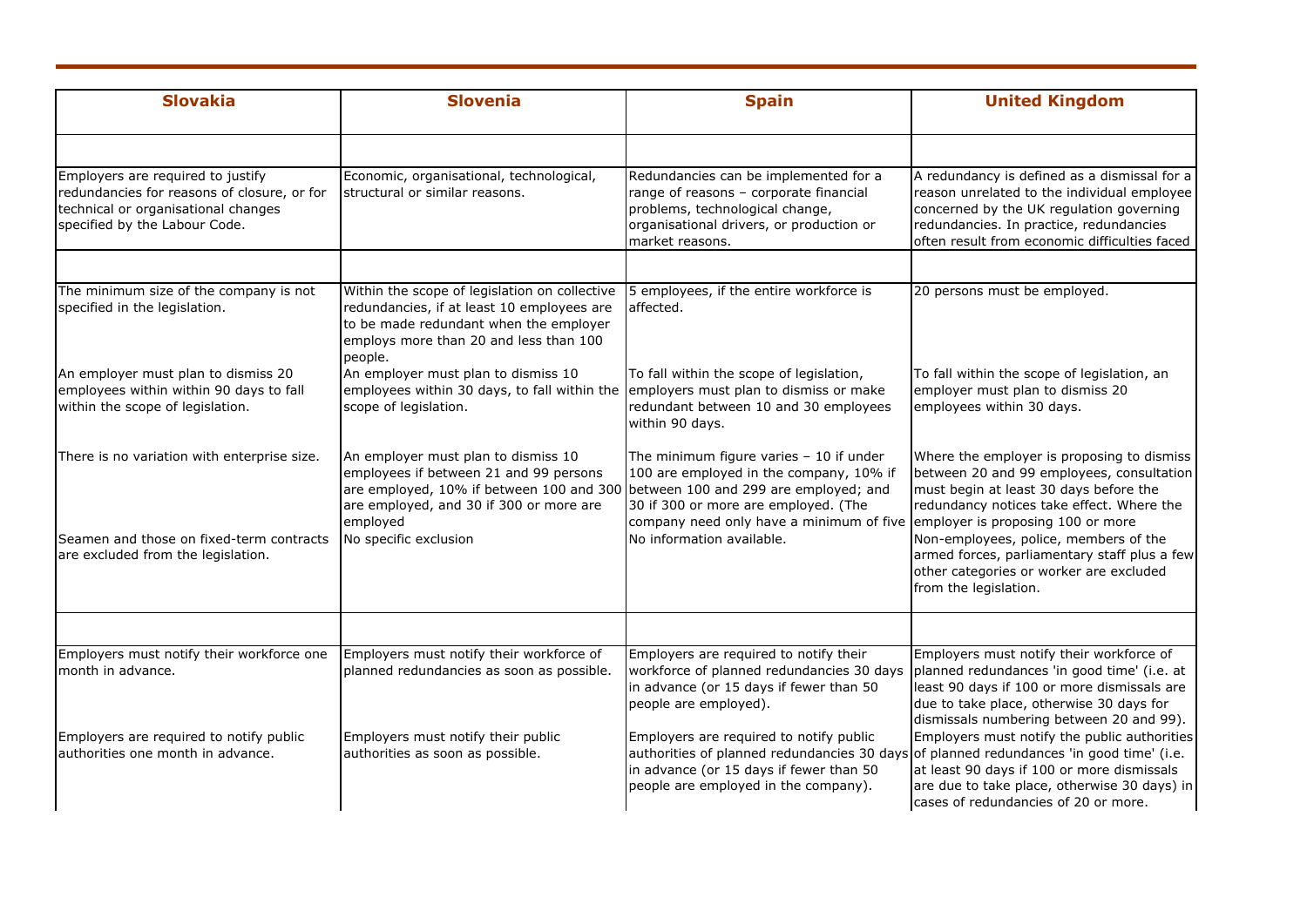| Slovakia | Slovenia | Spain | United Kingdom |
|---|---|---|---|
| | | | |
| Employers are required to justify redundancies for reasons of closure, or for technical or organisational changes specified by the Labour Code. | Economic, organisational, technological, structural or similar reasons. | Redundancies can be implemented for a range of reasons – corporate financial problems, technological change, organisational drivers, or production or market reasons. | A redundancy is defined as a dismissal for a reason unrelated to the individual employee concerned by the UK regulation governing redundancies. In practice, redundancies often result from economic difficulties faced |
| | | | |
| The minimum size of the company is not specified in the legislation. | Within the scope of legislation on collective redundancies, if at least 10 employees are to be made redundant when the employer employs more than 20 and less than 100 people. | 5 employees, if the entire workforce is affected. | 20 persons must be employed. |
| An employer must plan to dismiss 20 employees within within 90 days to fall within the scope of legislation. | An employer must plan to dismiss 10 employees within 30 days, to fall within the scope of legislation. | To fall within the scope of legislation, employers must plan to dismiss or make redundant between 10 and 30 employees within 90 days. | To fall within the scope of legislation, an employer must plan to dismiss 20 employees within 30 days. |
| There is no variation with enterprise size. | An employer must plan to dismiss 10 employees if between 21 and 99 persons are employed, 10% if between 100 and 300 are employed, and 30 if 300 or more are employed | The minimum figure varies – 10 if under 100 are employed in the company, 10% if between 100 and 299 are employed; and 30 if 300 or more are employed. (The company need only have a minimum of five | Where the employer is proposing to dismiss between 20 and 99 employees, consultation must begin at least 30 days before the redundancy notices take effect. Where the employer is proposing 100 or more |
| Seamen and those on fixed-term contracts are excluded from the legislation. | No specific exclusion | No information available. | Non-employees, police, members of the armed forces, parliamentary staff plus a few other categories or worker are excluded from the legislation. |
| | | | |
| Employers must notify their workforce one month in advance. | Employers must notify their workforce of planned redundancies as soon as possible. | Employers are required to notify their workforce of planned redundancies 30 days in advance (or 15 days if fewer than 50 people are employed). | Employers must notify their workforce of planned redundances 'in good time' (i.e. at least 90 days if 100 or more dismissals are due to take place, otherwise 30 days for dismissals numbering between 20 and 99). |
| Employers are required to notify public authorities one month in advance. | Employers must notify their public authorities as soon as possible. | Employers are required to notify public authorities of planned redundancies 30 days in advance (or 15 days if fewer than 50 people are employed in the company). | Employers must notify the public authorities of planned redundances 'in good time' (i.e. at least 90 days if 100 or more dismissals are due to take place, otherwise 30 days) in cases of redundancies of 20 or more. |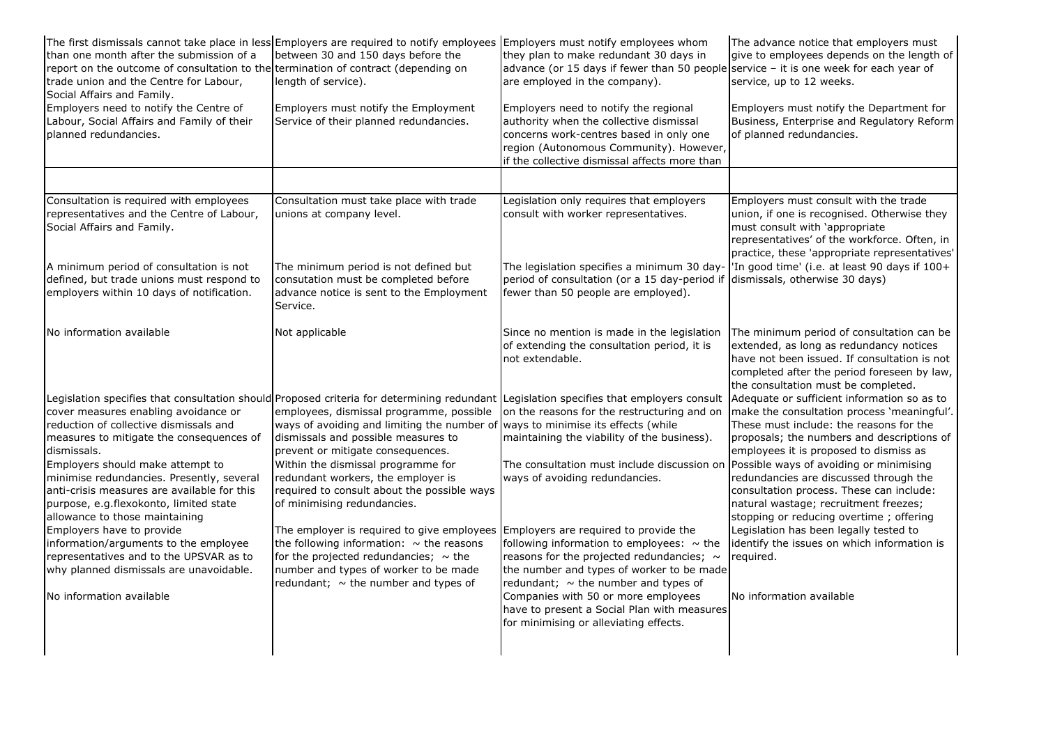| | | | |
|---|---|---|---|
| The first dismissals cannot take place in less than one month after the submission of a report on the outcome of consultation to the trade union and the Centre for Labour, Social Affairs and Family. | Employers are required to notify employees between 30 and 150 days before the termination of contract (depending on length of service). | Employers must notify employees whom they plan to make redundant 30 days in advance (or 15 days if fewer than 50 people are employed in the company). | The advance notice that employers must give to employees depends on the length of service – it is one week for each year of service, up to 12 weeks. |
| Employers need to notify the Centre of Labour, Social Affairs and Family of their planned redundancies. | Employers must notify the Employment Service of their planned redundancies. | Employers need to notify the regional authority when the collective dismissal concerns work-centres based in only one region (Autonomous Community). However, if the collective dismissal affects more than | Employers must notify the Department for Business, Enterprise and Regulatory Reform of planned redundancies. |
| | | | |
| Consultation is required with employees representatives and the Centre of Labour, Social Affairs and Family. | Consultation must take place with trade unions at company level. | Legislation only requires that employers consult with worker representatives. | Employers must consult with the trade union, if one is recognised. Otherwise they must consult with 'appropriate representatives' of the workforce. Often, in practice, these 'appropriate representatives' |
| A minimum period of consultation is not defined, but trade unions must respond to employers within 10 days of notification. | The minimum period is not defined but consultation must be completed before advance notice is sent to the Employment Service. | The legislation specifies a minimum 30 day-period of consultation (or a 15 day-period if fewer than 50 people are employed). | 'In good time' (i.e. at least 90 days if 100+ dismissals, otherwise 30 days) |
| No information available | Not applicable | Since no mention is made in the legislation of extending the consultation period, it is not extendable. | The minimum period of consultation can be extended, as long as redundancy notices have not been issued. If consultation is not completed after the period foreseen by law, the consultation must be completed. |
| Legislation specifies that consultation should cover measures enabling avoidance or reduction of collective dismissals and measures to mitigate the consequences of dismissals. | Proposed criteria for determining redundant employees, dismissal programme, possible ways of avoiding and limiting the number of dismissals and possible measures to prevent or mitigate consequences. | Legislation specifies that employers consult on the reasons for the restructuring and on ways to minimise its effects (while maintaining the viability of the business). | Adequate or sufficient information so as to make the consultation process 'meaningful'. These must include: the reasons for the proposals; the numbers and descriptions of employees it is proposed to dismiss as |
| Employers should make attempt to minimise redundancies. Presently, several anti-crisis measures are available for this purpose, e.g.flexokonto, limited state allowance to those maintaining | Within the dismissal programme for redundant workers, the employer is required to consult about the possible ways of minimising redundancies. | The consultation must include discussion on ways of avoiding redundancies. | Possible ways of avoiding or minimising redundancies are discussed through the consultation process. These can include: natural wastage; recruitment freezes; stopping or reducing overtime ; offering |
| Employers have to provide information/arguments to the employee representatives and to the UPSVAR as to why planned dismissals are unavoidable. | The employer is required to give employees the following information: ~ the reasons for the projected redundancies; ~ the number and types of worker to be made redundant; ~ the number and types of | Employers are required to provide the following information to employees: ~ the reasons for the projected redundancies; ~ the number and types of worker to be made redundant; ~ the number and types of | Legislation has been legally tested to identify the issues on which information is required. |
| No information available | | Companies with 50 or more employees have to present a Social Plan with measures for minimising or alleviating effects. | No information available |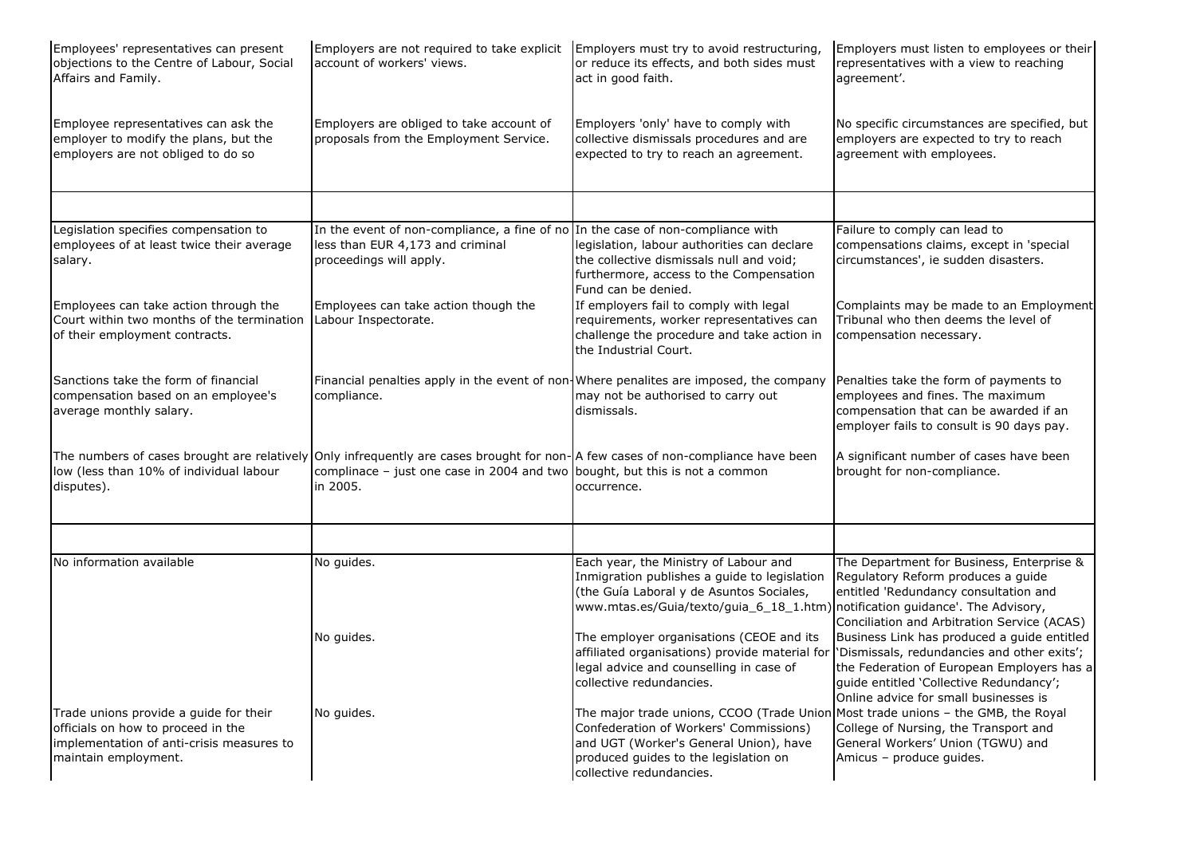| | | | |
|---|---|---|---|
| Employees' representatives can present objections to the Centre of Labour, Social Affairs and Family. | Employers are not required to take explicit account of workers' views. | Employers must try to avoid restructuring, or reduce its effects, and both sides must act in good faith. | Employers must listen to employees or their representatives with a view to reaching agreement'. |
| Employee representatives can ask the employer to modify the plans, but the employers are not obliged to do so | Employers are obliged to take account of proposals from the Employment Service. | Employers 'only' have to comply with collective dismissals procedures and are expected to try to reach an agreement. | No specific circumstances are specified, but employers are expected to try to reach agreement with employees. |
| | | | |
| Legislation specifies compensation to employees of at least twice their average salary. | In the event of non-compliance, a fine of no less than EUR 4,173 and criminal proceedings will apply. | In the case of non-compliance with legislation, labour authorities can declare the collective dismissals null and void; furthermore, access to the Compensation Fund can be denied. | Failure to comply can lead to compensations claims, except in 'special circumstances', ie sudden disasters. |
| Employees can take action through the Court within two months of the termination of their employment contracts. | Employees can take action though the Labour Inspectorate. | If employers fail to comply with legal requirements, worker representatives can challenge the procedure and take action in the Industrial Court. | Complaints may be made to an Employment Tribunal who then deems the level of compensation necessary. |
| Sanctions take the form of financial compensation based on an employee's average monthly salary. | Financial penalties apply in the event of non-compliance. | Where penalites are imposed, the company may not be authorised to carry out dismissals. | Penalties take the form of payments to employees and fines. The maximum compensation that can be awarded if an employer fails to consult is 90 days pay. |
| The numbers of cases brought are relatively low (less than 10% of individual labour disputes). | Only infrequently are cases brought for non-complinace – just one case in 2004 and two in 2005. | A few cases of non-compliance have been bought, but this is not a common occurrence. | A significant number of cases have been brought for non-compliance. |
| | | | |
| No information available | No guides. | Each year, the Ministry of Labour and Inmigration publishes a guide to legislation (the Guía Laboral y de Asuntos Sociales, www.mtas.es/Guia/texto/guia_6_18_1.htm) | The Department for Business, Enterprise & Regulatory Reform produces a guide entitled 'Redundancy consultation and notification guidance'. The Advisory, Conciliation and Arbitration Service (ACAS) |
| | No guides. | The employer organisations (CEOE and its affiliated organisations) provide material for legal advice and counselling in case of collective redundancies. | Business Link has produced a guide entitled 'Dismissals, redundancies and other exits'; the Federation of European Employers has a guide entitled 'Collective Redundancy'; Online advice for small businesses is |
| Trade unions provide a guide for their officials on how to proceed in the implementation of anti-crisis measures to maintain employment. | No guides. | The major trade unions, CCOO (Trade Union Confederation of Workers' Commissions) and UGT (Worker's General Union), have produced guides to the legislation on collective redundancies. | Most trade unions – the GMB, the Royal College of Nursing, the Transport and General Workers' Union (TGWU) and Amicus – produce guides. |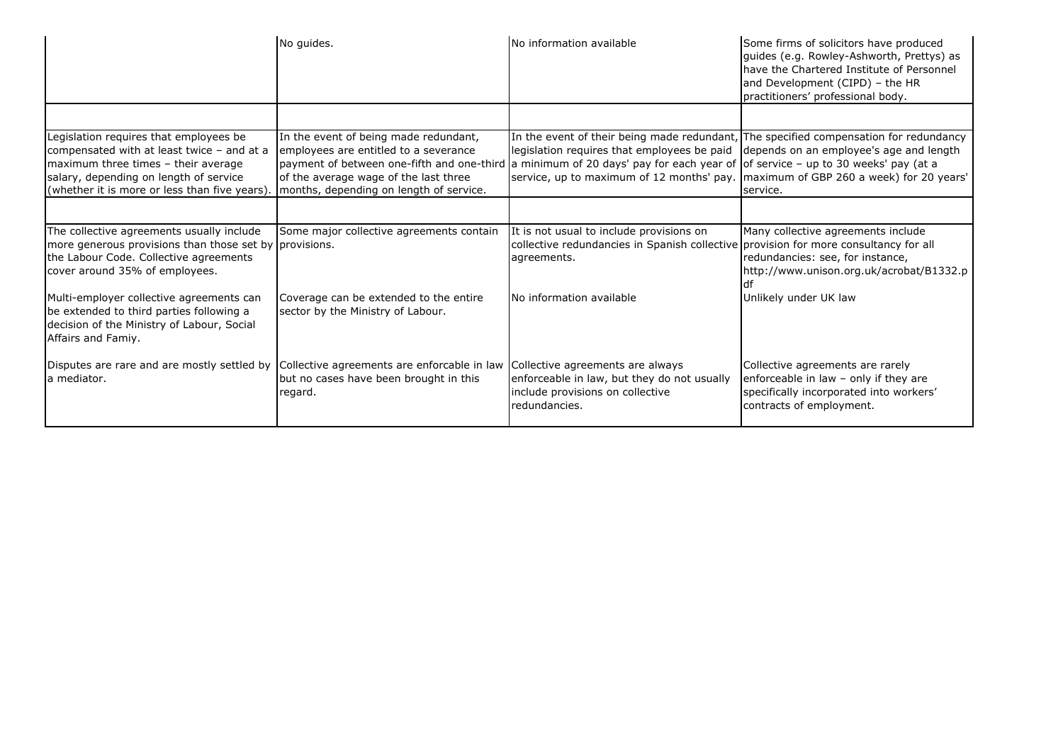| | | | |
|---|---|---|---|
| | No guides. | No information available | Some firms of solicitors have produced guides (e.g. Rowley-Ashworth, Prettys) as have the Chartered Institute of Personnel and Development (CIPD) – the HR practitioners' professional body. |
| | | | |
| Legislation requires that employees be compensated with at least twice – and at a maximum three times – their average salary, depending on length of service (whether it is more or less than five years). | In the event of being made redundant, employees are entitled to a severance payment of between one-fifth and one-third of the average wage of the last three months, depending on length of service. | In the event of their being made redundant, legislation requires that employees be paid a minimum of 20 days' pay for each year of service, up to maximum of 12 months' pay. | The specified compensation for redundancy depends on an employee's age and length of service – up to 30 weeks' pay (at a maximum of GBP 260 a week) for 20 years' service. |
| | | | |
| The collective agreements usually include more generous provisions than those set by the Labour Code. Collective agreements cover around 35% of employees. | Some major collective agreements contain provisions. | It is not usual to include provisions on collective redundancies in Spanish collective agreements. | Many collective agreements include provision for more consultancy for all redundancies: see, for instance, http://www.unison.org.uk/acrobat/B1332.pdf |
| Multi-employer collective agreements can be extended to third parties following a decision of the Ministry of Labour, Social Affairs and Famiy. | Coverage can be extended to the entire sector by the Ministry of Labour. | No information available | Unlikely under UK law |
| Disputes are rare and are mostly settled by a mediator. | Collective agreements are enforcable in law but no cases have been brought in this regard. | Collective agreements are always enforceable in law, but they do not usually include provisions on collective redundancies. | Collective agreements are rarely enforceable in law – only if they are specifically incorporated into workers' contracts of employment. |